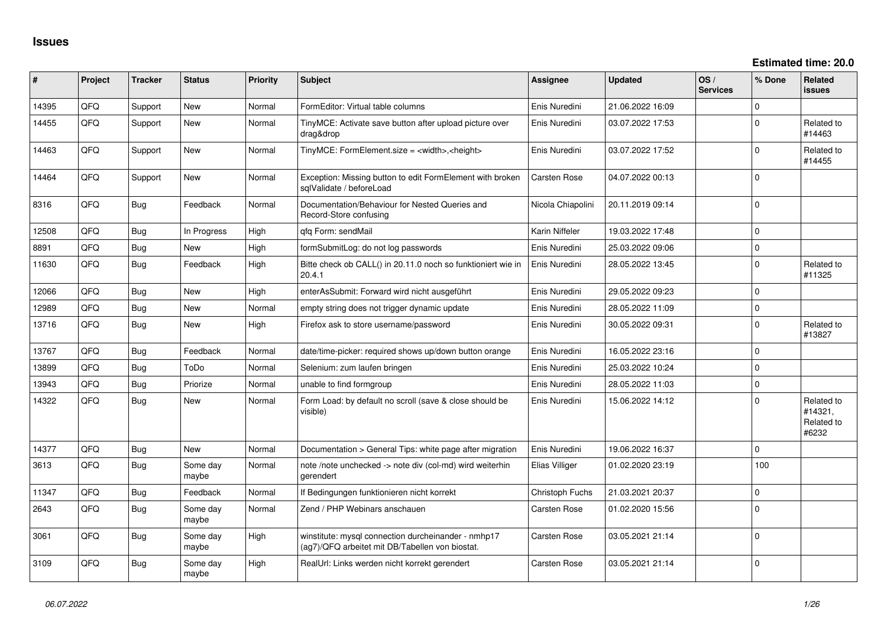# Issues

**Estimated time: 20.0**

| # | Project | Tracker | Status | Priority | Subject | Assignee | Updated | OS / Services | % Done | Related issues |
|---|---|---|---|---|---|---|---|---|---|---|
| 14395 | QFQ | Support | New | Normal | FormEditor: Virtual table columns | Enis Nuredini | 21.06.2022 16:09 | | 0 | |
| 14455 | QFQ | Support | New | Normal | TinyMCE: Activate save button after upload picture over drag&drop | Enis Nuredini | 03.07.2022 17:53 | | 0 | Related to #14463 |
| 14463 | QFQ | Support | New | Normal | TinyMCE: FormElement.size = <width>,<height> | Enis Nuredini | 03.07.2022 17:52 | | 0 | Related to #14455 |
| 14464 | QFQ | Support | New | Normal | Exception: Missing button to edit FormElement with broken sqlValidate / beforeLoad | Carsten Rose | 04.07.2022 00:13 | | 0 | |
| 8316 | QFQ | Bug | Feedback | Normal | Documentation/Behaviour for Nested Queries and Record-Store confusing | Nicola Chiapolini | 20.11.2019 09:14 | | 0 | |
| 12508 | QFQ | Bug | In Progress | High | qfq Form: sendMail | Karin Niffeler | 19.03.2022 17:48 | | 0 | |
| 8891 | QFQ | Bug | New | High | formSubmitLog: do not log passwords | Enis Nuredini | 25.03.2022 09:06 | | 0 | |
| 11630 | QFQ | Bug | Feedback | High | Bitte check ob CALL() in 20.11.0 noch so funktioniert wie in 20.4.1 | Enis Nuredini | 28.05.2022 13:45 | | 0 | Related to #11325 |
| 12066 | QFQ | Bug | New | High | enterAsSubmit: Forward wird nicht ausgeführt | Enis Nuredini | 29.05.2022 09:23 | | 0 | |
| 12989 | QFQ | Bug | New | Normal | empty string does not trigger dynamic update | Enis Nuredini | 28.05.2022 11:09 | | 0 | |
| 13716 | QFQ | Bug | New | High | Firefox ask to store username/password | Enis Nuredini | 30.05.2022 09:31 | | 0 | Related to #13827 |
| 13767 | QFQ | Bug | Feedback | Normal | date/time-picker: required shows up/down button orange | Enis Nuredini | 16.05.2022 23:16 | | 0 | |
| 13899 | QFQ | Bug | ToDo | Normal | Selenium: zum laufen bringen | Enis Nuredini | 25.03.2022 10:24 | | 0 | |
| 13943 | QFQ | Bug | Priorize | Normal | unable to find formgroup | Enis Nuredini | 28.05.2022 11:03 | | 0 | |
| 14322 | QFQ | Bug | New | Normal | Form Load: by default no scroll (save & close should be visible) | Enis Nuredini | 15.06.2022 14:12 | | 0 | Related to #14321, Related to #6232 |
| 14377 | QFQ | Bug | New | Normal | Documentation > General Tips: white page after migration | Enis Nuredini | 19.06.2022 16:37 | | 0 | |
| 3613 | QFQ | Bug | Some day maybe | Normal | note /note unchecked -> note div (col-md) wird weiterhin gerendert | Elias Villiger | 01.02.2020 23:19 | | 100 | |
| 11347 | QFQ | Bug | Feedback | Normal | If Bedingungen funktionieren nicht korrekt | Christoph Fuchs | 21.03.2021 20:37 | | 0 | |
| 2643 | QFQ | Bug | Some day maybe | Normal | Zend / PHP Webinars anschauen | Carsten Rose | 01.02.2020 15:56 | | 0 | |
| 3061 | QFQ | Bug | Some day maybe | High | winstitute: mysql connection durcheinander - nmhp17 (ag7)/QFQ arbeitet mit DB/Tabellen von biostat. | Carsten Rose | 03.05.2021 21:14 | | 0 | |
| 3109 | QFQ | Bug | Some day maybe | High | RealUrl: Links werden nicht korrekt gerendert | Carsten Rose | 03.05.2021 21:14 | | 0 | |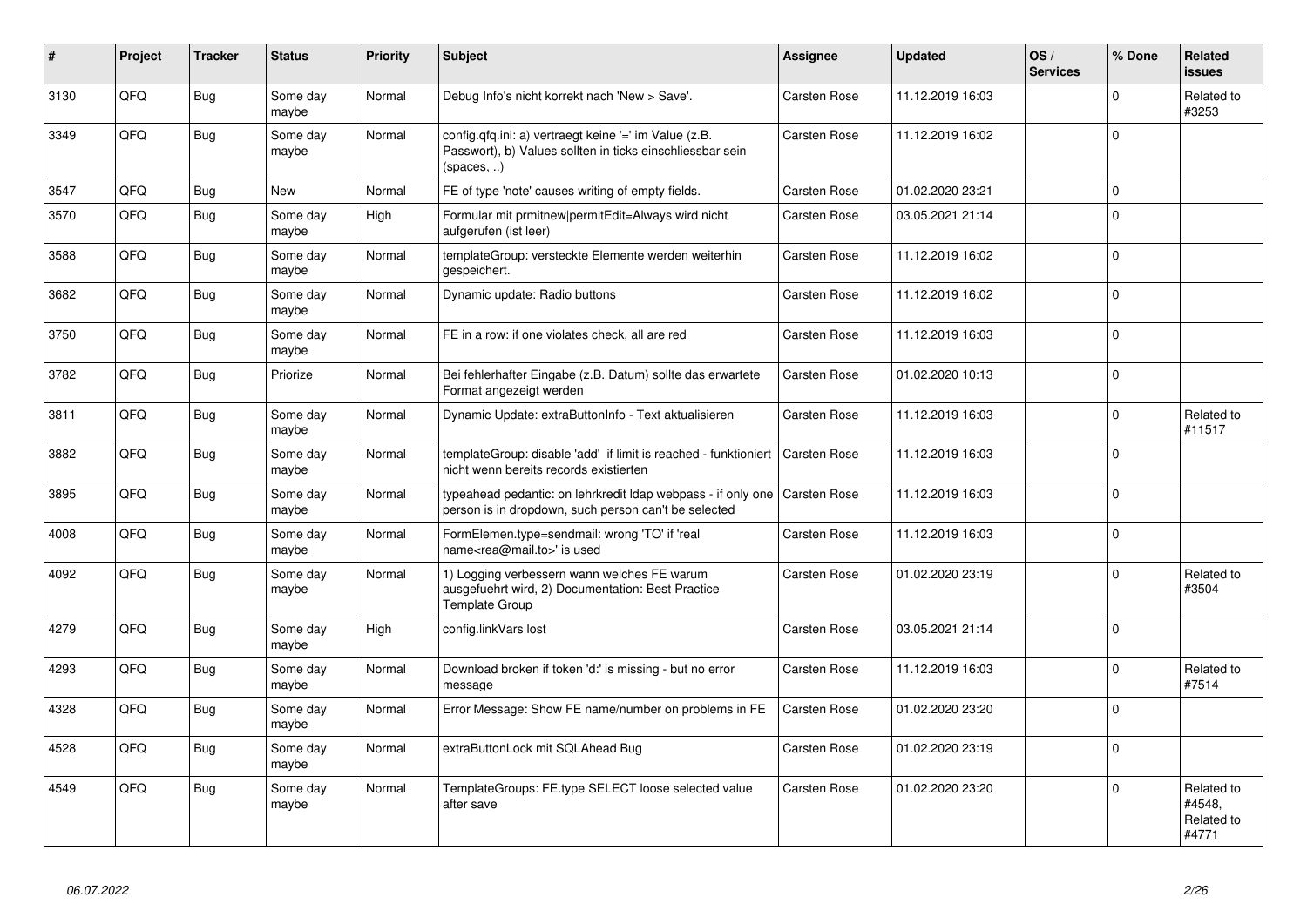| # | Project | Tracker | Status | Priority | Subject | Assignee | Updated | OS / Services | % Done | Related issues |
|---|---|---|---|---|---|---|---|---|---|---|
| 3130 | QFQ | Bug | Some day maybe | Normal | Debug Info's nicht korrekt nach 'New > Save'. | Carsten Rose | 11.12.2019 16:03 | | 0 | Related to #3253 |
| 3349 | QFQ | Bug | Some day maybe | Normal | config.qfq.ini: a) vertraegt keine '=' im Value (z.B. Passwort), b) Values sollten in ticks einschliessbar sein (spaces, ..) | Carsten Rose | 11.12.2019 16:02 | | 0 | |
| 3547 | QFQ | Bug | New | Normal | FE of type 'note' causes writing of empty fields. | Carsten Rose | 01.02.2020 23:21 | | 0 | |
| 3570 | QFQ | Bug | Some day maybe | High | Formular mit prmitnew\|permitEdit=Always wird nicht aufgerufen (ist leer) | Carsten Rose | 03.05.2021 21:14 | | 0 | |
| 3588 | QFQ | Bug | Some day maybe | Normal | templateGroup: versteckte Elemente werden weiterhin gespeichert. | Carsten Rose | 11.12.2019 16:02 | | 0 | |
| 3682 | QFQ | Bug | Some day maybe | Normal | Dynamic update: Radio buttons | Carsten Rose | 11.12.2019 16:02 | | 0 | |
| 3750 | QFQ | Bug | Some day maybe | Normal | FE in a row: if one violates check, all are red | Carsten Rose | 11.12.2019 16:03 | | 0 | |
| 3782 | QFQ | Bug | Priorize | Normal | Bei fehlerhafter Eingabe (z.B. Datum) sollte das erwartete Format angezeigt werden | Carsten Rose | 01.02.2020 10:13 | | 0 | |
| 3811 | QFQ | Bug | Some day maybe | Normal | Dynamic Update: extraButtonInfo - Text aktualisieren | Carsten Rose | 11.12.2019 16:03 | | 0 | Related to #11517 |
| 3882 | QFQ | Bug | Some day maybe | Normal | templateGroup: disable 'add' if limit is reached - funktioniert nicht wenn bereits records existierten | Carsten Rose | 11.12.2019 16:03 | | 0 | |
| 3895 | QFQ | Bug | Some day maybe | Normal | typeahead pedantic: on lehrkredit ldap webpass - if only one person is in dropdown, such person can't be selected | Carsten Rose | 11.12.2019 16:03 | | 0 | |
| 4008 | QFQ | Bug | Some day maybe | Normal | FormElemen.type=sendmail: wrong 'TO' if 'real name<rea@mail.to>' is used | Carsten Rose | 11.12.2019 16:03 | | 0 | |
| 4092 | QFQ | Bug | Some day maybe | Normal | 1) Logging verbessern wann welches FE warum ausgefuehrt wird, 2) Documentation: Best Practice Template Group | Carsten Rose | 01.02.2020 23:19 | | 0 | Related to #3504 |
| 4279 | QFQ | Bug | Some day maybe | High | config.linkVars lost | Carsten Rose | 03.05.2021 21:14 | | 0 | |
| 4293 | QFQ | Bug | Some day maybe | Normal | Download broken if token 'd:' is missing - but no error message | Carsten Rose | 11.12.2019 16:03 | | 0 | Related to #7514 |
| 4328 | QFQ | Bug | Some day maybe | Normal | Error Message: Show FE name/number on problems in FE | Carsten Rose | 01.02.2020 23:20 | | 0 | |
| 4528 | QFQ | Bug | Some day maybe | Normal | extraButtonLock mit SQLAhead Bug | Carsten Rose | 01.02.2020 23:19 | | 0 | |
| 4549 | QFQ | Bug | Some day maybe | Normal | TemplateGroups: FE.type SELECT loose selected value after save | Carsten Rose | 01.02.2020 23:20 | | 0 | Related to #4548, Related to #4771 |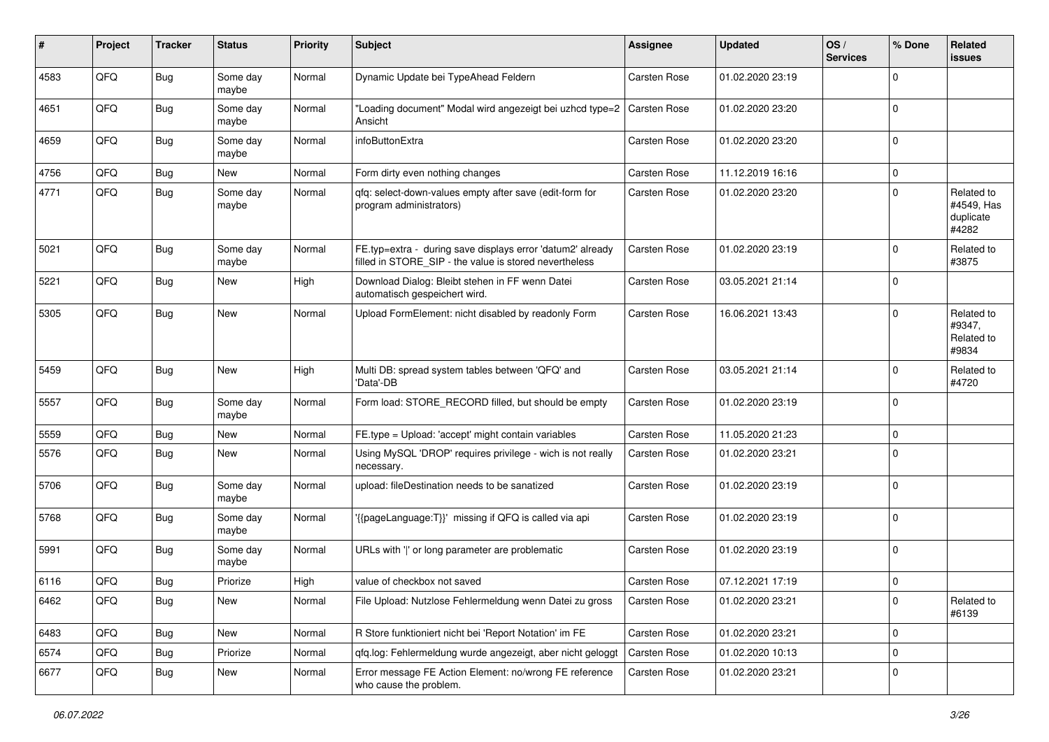| # | Project | Tracker | Status | Priority | Subject | Assignee | Updated | OS / Services | % Done | Related issues |
|---|---|---|---|---|---|---|---|---|---|---|
| 4583 | QFQ | Bug | Some day maybe | Normal | Dynamic Update bei TypeAhead Feldern | Carsten Rose | 01.02.2020 23:19 | | 0 | |
| 4651 | QFQ | Bug | Some day maybe | Normal | "Loading document" Modal wird angezeigt bei uzhcd type=2 Ansicht | Carsten Rose | 01.02.2020 23:20 | | 0 | |
| 4659 | QFQ | Bug | Some day maybe | Normal | infoButtonExtra | Carsten Rose | 01.02.2020 23:20 | | 0 | |
| 4756 | QFQ | Bug | New | Normal | Form dirty even nothing changes | Carsten Rose | 11.12.2019 16:16 | | 0 | |
| 4771 | QFQ | Bug | Some day maybe | Normal | qfq: select-down-values empty after save (edit-form for program administrators) | Carsten Rose | 01.02.2020 23:20 | | 0 | Related to #4549, Has duplicate #4282 |
| 5021 | QFQ | Bug | Some day maybe | Normal | FE.typ=extra - during save displays error 'datum2' already filled in STORE_SIP - the value is stored nevertheless | Carsten Rose | 01.02.2020 23:19 | | 0 | Related to #3875 |
| 5221 | QFQ | Bug | New | High | Download Dialog: Bleibt stehen in FF wenn Datei automatisch gespeichert wird. | Carsten Rose | 03.05.2021 21:14 | | 0 | |
| 5305 | QFQ | Bug | New | Normal | Upload FormElement: nicht disabled by readonly Form | Carsten Rose | 16.06.2021 13:43 | | 0 | Related to #9347, Related to #9834 |
| 5459 | QFQ | Bug | New | High | Multi DB: spread system tables between 'QFQ' and 'Data'-DB | Carsten Rose | 03.05.2021 21:14 | | 0 | Related to #4720 |
| 5557 | QFQ | Bug | Some day maybe | Normal | Form load: STORE_RECORD filled, but should be empty | Carsten Rose | 01.02.2020 23:19 | | 0 | |
| 5559 | QFQ | Bug | New | Normal | FE.type = Upload: 'accept' might contain variables | Carsten Rose | 11.05.2020 21:23 | | 0 | |
| 5576 | QFQ | Bug | New | Normal | Using MySQL 'DROP' requires privilege - wich is not really necessary. | Carsten Rose | 01.02.2020 23:21 | | 0 | |
| 5706 | QFQ | Bug | Some day maybe | Normal | upload: fileDestination needs to be sanatized | Carsten Rose | 01.02.2020 23:19 | | 0 | |
| 5768 | QFQ | Bug | Some day maybe | Normal | '{{pageLanguage:T}}' missing if QFQ is called via api | Carsten Rose | 01.02.2020 23:19 | | 0 | |
| 5991 | QFQ | Bug | Some day maybe | Normal | URLs with '|' or long parameter are problematic | Carsten Rose | 01.02.2020 23:19 | | 0 | |
| 6116 | QFQ | Bug | Priorize | High | value of checkbox not saved | Carsten Rose | 07.12.2021 17:19 | | 0 | |
| 6462 | QFQ | Bug | New | Normal | File Upload: Nutzlose Fehlermeldung wenn Datei zu gross | Carsten Rose | 01.02.2020 23:21 | | 0 | Related to #6139 |
| 6483 | QFQ | Bug | New | Normal | R Store funktioniert nicht bei 'Report Notation' im FE | Carsten Rose | 01.02.2020 23:21 | | 0 | |
| 6574 | QFQ | Bug | Priorize | Normal | qfq.log: Fehlermeldung wurde angezeigt, aber nicht geloggt | Carsten Rose | 01.02.2020 10:13 | | 0 | |
| 6677 | QFQ | Bug | New | Normal | Error message FE Action Element: no/wrong FE reference who cause the problem. | Carsten Rose | 01.02.2020 23:21 | | 0 | |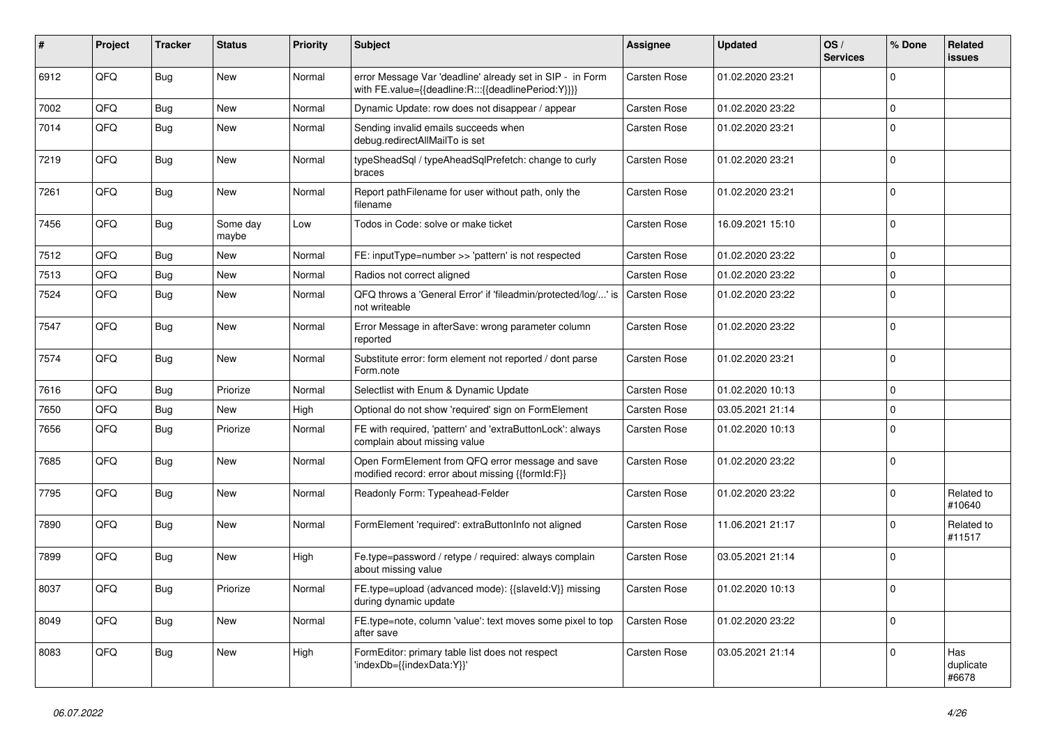| # | Project | Tracker | Status | Priority | Subject | Assignee | Updated | OS / Services | % Done | Related issues |
|---|---|---|---|---|---|---|---|---|---|---|
| 6912 | QFQ | Bug | New | Normal | error Message Var 'deadline' already set in SIP - in Form with FE.value={{deadline:R:::{{deadlinePeriod:Y}}}} | Carsten Rose | 01.02.2020 23:21 | | 0 | |
| 7002 | QFQ | Bug | New | Normal | Dynamic Update: row does not disappear / appear | Carsten Rose | 01.02.2020 23:22 | | 0 | |
| 7014 | QFQ | Bug | New | Normal | Sending invalid emails succeeds when debug.redirectAllMailTo is set | Carsten Rose | 01.02.2020 23:21 | | 0 | |
| 7219 | QFQ | Bug | New | Normal | typeSheadSql / typeAheadSqlPrefetch: change to curly braces | Carsten Rose | 01.02.2020 23:21 | | 0 | |
| 7261 | QFQ | Bug | New | Normal | Report pathFilename for user without path, only the filename | Carsten Rose | 01.02.2020 23:21 | | 0 | |
| 7456 | QFQ | Bug | Some day maybe | Low | Todos in Code: solve or make ticket | Carsten Rose | 16.09.2021 15:10 | | 0 | |
| 7512 | QFQ | Bug | New | Normal | FE: inputType=number >> 'pattern' is not respected | Carsten Rose | 01.02.2020 23:22 | | 0 | |
| 7513 | QFQ | Bug | New | Normal | Radios not correct aligned | Carsten Rose | 01.02.2020 23:22 | | 0 | |
| 7524 | QFQ | Bug | New | Normal | QFQ throws a 'General Error' if 'fileadmin/protected/log/...' is not writeable | Carsten Rose | 01.02.2020 23:22 | | 0 | |
| 7547 | QFQ | Bug | New | Normal | Error Message in afterSave: wrong parameter column reported | Carsten Rose | 01.02.2020 23:22 | | 0 | |
| 7574 | QFQ | Bug | New | Normal | Substitute error: form element not reported / dont parse Form.note | Carsten Rose | 01.02.2020 23:21 | | 0 | |
| 7616 | QFQ | Bug | Priorize | Normal | Selectlist with Enum & Dynamic Update | Carsten Rose | 01.02.2020 10:13 | | 0 | |
| 7650 | QFQ | Bug | New | High | Optional do not show 'required' sign on FormElement | Carsten Rose | 03.05.2021 21:14 | | 0 | |
| 7656 | QFQ | Bug | Priorize | Normal | FE with required, 'pattern' and 'extraButtonLock': always complain about missing value | Carsten Rose | 01.02.2020 10:13 | | 0 | |
| 7685 | QFQ | Bug | New | Normal | Open FormElement from QFQ error message and save modified record: error about missing {{formId:F}} | Carsten Rose | 01.02.2020 23:22 | | 0 | |
| 7795 | QFQ | Bug | New | Normal | Readonly Form: Typeahead-Felder | Carsten Rose | 01.02.2020 23:22 | | 0 | Related to #10640 |
| 7890 | QFQ | Bug | New | Normal | FormElement 'required': extraButtonInfo not aligned | Carsten Rose | 11.06.2021 21:17 | | 0 | Related to #11517 |
| 7899 | QFQ | Bug | New | High | Fe.type=password / retype / required: always complain about missing value | Carsten Rose | 03.05.2021 21:14 | | 0 | |
| 8037 | QFQ | Bug | Priorize | Normal | FE.type=upload (advanced mode): {{slaveId:V}} missing during dynamic update | Carsten Rose | 01.02.2020 10:13 | | 0 | |
| 8049 | QFQ | Bug | New | Normal | FE.type=note, column 'value': text moves some pixel to top after save | Carsten Rose | 01.02.2020 23:22 | | 0 | |
| 8083 | QFQ | Bug | New | High | FormEditor: primary table list does not respect 'indexDb={{indexData:Y}}' | Carsten Rose | 03.05.2021 21:14 | | 0 | Has duplicate #6678 |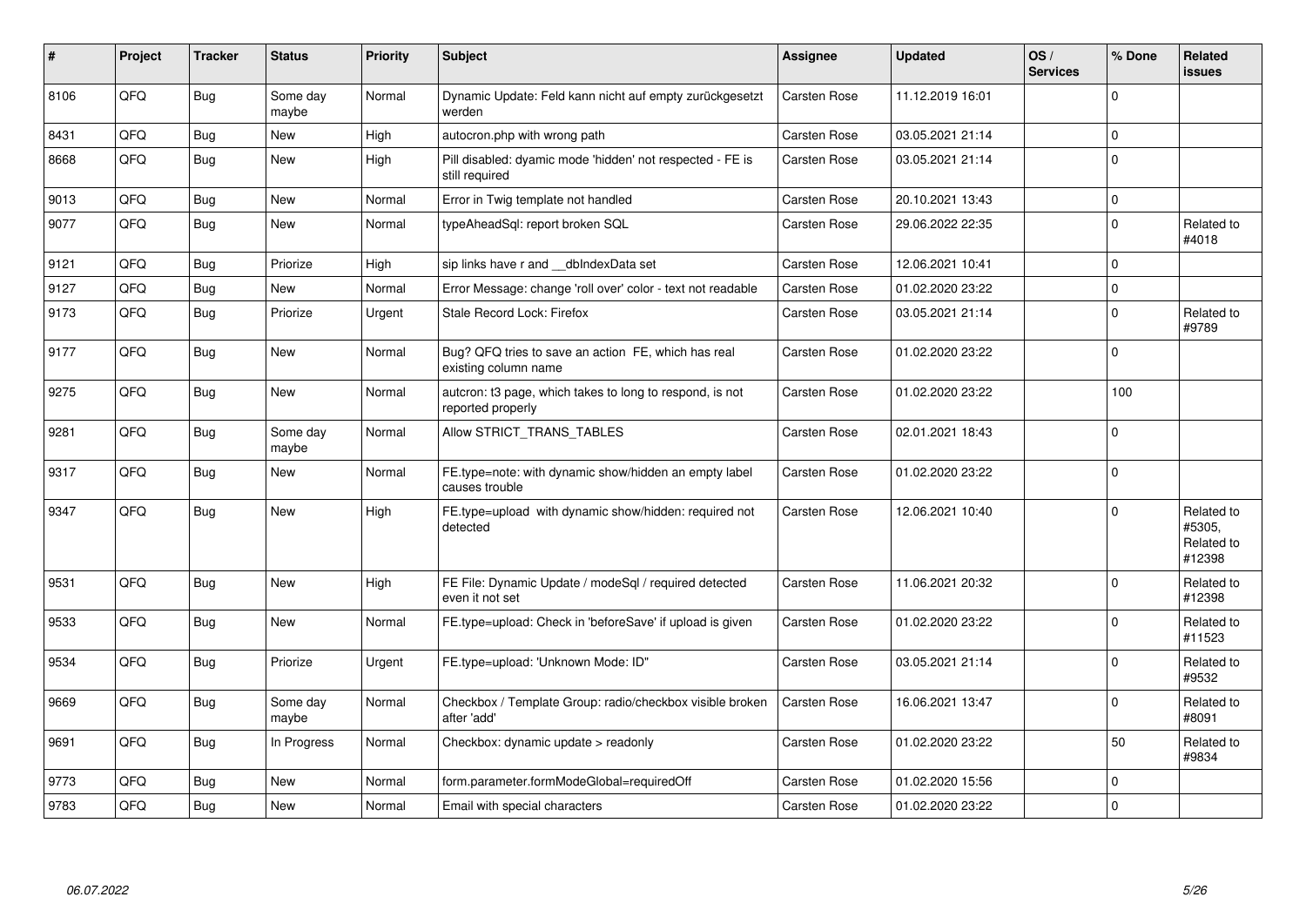| # | Project | Tracker | Status | Priority | Subject | Assignee | Updated | OS / Services | % Done | Related issues |
|---|---|---|---|---|---|---|---|---|---|---|
| 8106 | QFQ | Bug | Some day maybe | Normal | Dynamic Update: Feld kann nicht auf empty zurückgesetzt werden | Carsten Rose | 11.12.2019 16:01 | | 0 | |
| 8431 | QFQ | Bug | New | High | autocron.php with wrong path | Carsten Rose | 03.05.2021 21:14 | | 0 | |
| 8668 | QFQ | Bug | New | High | Pill disabled: dyamic mode 'hidden' not respected - FE is still required | Carsten Rose | 03.05.2021 21:14 | | 0 | |
| 9013 | QFQ | Bug | New | Normal | Error in Twig template not handled | Carsten Rose | 20.10.2021 13:43 | | 0 | |
| 9077 | QFQ | Bug | New | Normal | typeAheadSql: report broken SQL | Carsten Rose | 29.06.2022 22:35 | | 0 | Related to #4018 |
| 9121 | QFQ | Bug | Priorize | High | sip links have r and __dbIndexData set | Carsten Rose | 12.06.2021 10:41 | | 0 | |
| 9127 | QFQ | Bug | New | Normal | Error Message: change 'roll over' color - text not readable | Carsten Rose | 01.02.2020 23:22 | | 0 | |
| 9173 | QFQ | Bug | Priorize | Urgent | Stale Record Lock: Firefox | Carsten Rose | 03.05.2021 21:14 | | 0 | Related to #9789 |
| 9177 | QFQ | Bug | New | Normal | Bug? QFQ tries to save an action FE, which has real existing column name | Carsten Rose | 01.02.2020 23:22 | | 0 | |
| 9275 | QFQ | Bug | New | Normal | autcron: t3 page, which takes to long to respond, is not reported properly | Carsten Rose | 01.02.2020 23:22 | | 100 | |
| 9281 | QFQ | Bug | Some day maybe | Normal | Allow STRICT_TRANS_TABLES | Carsten Rose | 02.01.2021 18:43 | | 0 | |
| 9317 | QFQ | Bug | New | Normal | FE.type=note: with dynamic show/hidden an empty label causes trouble | Carsten Rose | 01.02.2020 23:22 | | 0 | |
| 9347 | QFQ | Bug | New | High | FE.type=upload with dynamic show/hidden: required not detected | Carsten Rose | 12.06.2021 10:40 | | 0 | Related to #5305, Related to #12398 |
| 9531 | QFQ | Bug | New | High | FE File: Dynamic Update / modeSql / required detected even it not set | Carsten Rose | 11.06.2021 20:32 | | 0 | Related to #12398 |
| 9533 | QFQ | Bug | New | Normal | FE.type=upload: Check in 'beforeSave' if upload is given | Carsten Rose | 01.02.2020 23:22 | | 0 | Related to #11523 |
| 9534 | QFQ | Bug | Priorize | Urgent | FE.type=upload: 'Unknown Mode: ID" | Carsten Rose | 03.05.2021 21:14 | | 0 | Related to #9532 |
| 9669 | QFQ | Bug | Some day maybe | Normal | Checkbox / Template Group: radio/checkbox visible broken after 'add' | Carsten Rose | 16.06.2021 13:47 | | 0 | Related to #8091 |
| 9691 | QFQ | Bug | In Progress | Normal | Checkbox: dynamic update > readonly | Carsten Rose | 01.02.2020 23:22 | | 50 | Related to #9834 |
| 9773 | QFQ | Bug | New | Normal | form.parameter.formModeGlobal=requiredOff | Carsten Rose | 01.02.2020 15:56 | | 0 | |
| 9783 | QFQ | Bug | New | Normal | Email with special characters | Carsten Rose | 01.02.2020 23:22 | | 0 | |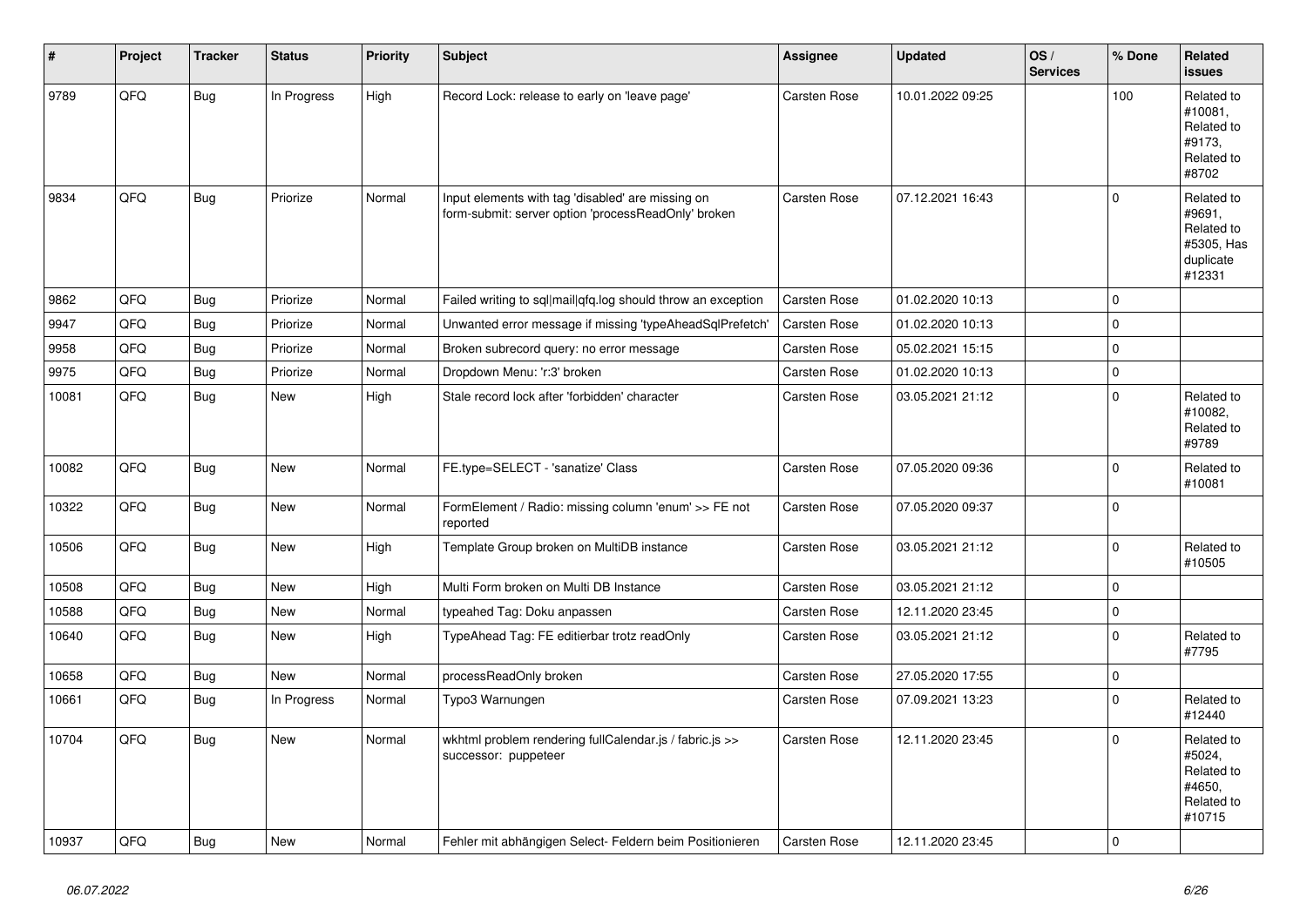| # | Project | Tracker | Status | Priority | Subject | Assignee | Updated | OS / Services | % Done | Related issues |
|---|---|---|---|---|---|---|---|---|---|---|
| 9789 | QFQ | Bug | In Progress | High | Record Lock: release to early on 'leave page' | Carsten Rose | 10.01.2022 09:25 | | 100 | Related to #10081, Related to #9173, Related to #8702 |
| 9834 | QFQ | Bug | Priorize | Normal | Input elements with tag 'disabled' are missing on form-submit: server option 'processReadOnly' broken | Carsten Rose | 07.12.2021 16:43 | | 0 | Related to #9691, Related to #5305, Has duplicate #12331 |
| 9862 | QFQ | Bug | Priorize | Normal | Failed writing to sql\|mail\|qfq.log should throw an exception | Carsten Rose | 01.02.2020 10:13 | | 0 | |
| 9947 | QFQ | Bug | Priorize | Normal | Unwanted error message if missing 'typeAheadSqlPrefetch' | Carsten Rose | 01.02.2020 10:13 | | 0 | |
| 9958 | QFQ | Bug | Priorize | Normal | Broken subrecord query: no error message | Carsten Rose | 05.02.2021 15:15 | | 0 | |
| 9975 | QFQ | Bug | Priorize | Normal | Dropdown Menu: 'r:3' broken | Carsten Rose | 01.02.2020 10:13 | | 0 | |
| 10081 | QFQ | Bug | New | High | Stale record lock after 'forbidden' character | Carsten Rose | 03.05.2021 21:12 | | 0 | Related to #10082, Related to #9789 |
| 10082 | QFQ | Bug | New | Normal | FE.type=SELECT - 'sanatize' Class | Carsten Rose | 07.05.2020 09:36 | | 0 | Related to #10081 |
| 10322 | QFQ | Bug | New | Normal | FormElement / Radio: missing column 'enum' >> FE not reported | Carsten Rose | 07.05.2020 09:37 | | 0 | |
| 10506 | QFQ | Bug | New | High | Template Group broken on MultiDB instance | Carsten Rose | 03.05.2021 21:12 | | 0 | Related to #10505 |
| 10508 | QFQ | Bug | New | High | Multi Form broken on Multi DB Instance | Carsten Rose | 03.05.2021 21:12 | | 0 | |
| 10588 | QFQ | Bug | New | Normal | typeahed Tag: Doku anpassen | Carsten Rose | 12.11.2020 23:45 | | 0 | |
| 10640 | QFQ | Bug | New | High | TypeAhead Tag: FE editierbar trotz readOnly | Carsten Rose | 03.05.2021 21:12 | | 0 | Related to #7795 |
| 10658 | QFQ | Bug | New | Normal | processReadOnly broken | Carsten Rose | 27.05.2020 17:55 | | 0 | |
| 10661 | QFQ | Bug | In Progress | Normal | Typo3 Warnungen | Carsten Rose | 07.09.2021 13:23 | | 0 | Related to #12440 |
| 10704 | QFQ | Bug | New | Normal | wkhtml problem rendering fullCalendar.js / fabric.js >> successor: puppeteer | Carsten Rose | 12.11.2020 23:45 | | 0 | Related to #5024, Related to #4650, Related to #10715 |
| 10937 | QFQ | Bug | New | Normal | Fehler mit abhängigen Select- Feldern beim Positionieren | Carsten Rose | 12.11.2020 23:45 | | 0 | |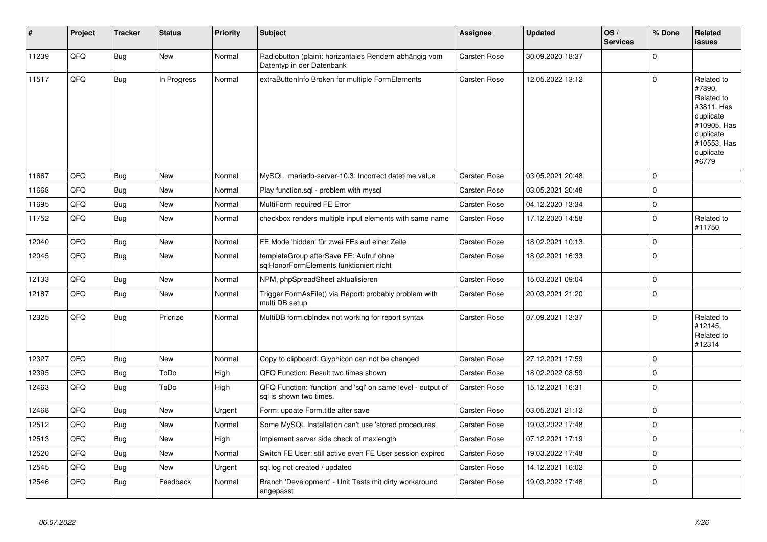| # | Project | Tracker | Status | Priority | Subject | Assignee | Updated | OS / Services | % Done | Related issues |
|---|---|---|---|---|---|---|---|---|---|---|
| 11239 | QFQ | Bug | New | Normal | Radiobutton (plain): horizontales Rendern abhängig vom Datentyp in der Datenbank | Carsten Rose | 30.09.2020 18:37 | | 0 | |
| 11517 | QFQ | Bug | In Progress | Normal | extraButtonInfo Broken for multiple FormElements | Carsten Rose | 12.05.2022 13:12 | | 0 | Related to #7890, Related to #3811, Has duplicate #10905, Has duplicate #10553, Has duplicate #6779 |
| 11667 | QFQ | Bug | New | Normal | MySQL mariadb-server-10.3: Incorrect datetime value | Carsten Rose | 03.05.2021 20:48 | | 0 | |
| 11668 | QFQ | Bug | New | Normal | Play function.sql - problem with mysql | Carsten Rose | 03.05.2021 20:48 | | 0 | |
| 11695 | QFQ | Bug | New | Normal | MultiForm required FE Error | Carsten Rose | 04.12.2020 13:34 | | 0 | |
| 11752 | QFQ | Bug | New | Normal | checkbox renders multiple input elements with same name | Carsten Rose | 17.12.2020 14:58 | | 0 | Related to #11750 |
| 12040 | QFQ | Bug | New | Normal | FE Mode 'hidden' für zwei FEs auf einer Zeile | Carsten Rose | 18.02.2021 10:13 | | 0 | |
| 12045 | QFQ | Bug | New | Normal | templateGroup afterSave FE: Aufruf ohne sqlHonorFormElements funktioniert nicht | Carsten Rose | 18.02.2021 16:33 | | 0 | |
| 12133 | QFQ | Bug | New | Normal | NPM, phpSpreadSheet aktualisieren | Carsten Rose | 15.03.2021 09:04 | | 0 | |
| 12187 | QFQ | Bug | New | Normal | Trigger FormAsFile() via Report: probably problem with multi DB setup | Carsten Rose | 20.03.2021 21:20 | | 0 | |
| 12325 | QFQ | Bug | Priorize | Normal | MultiDB form.dbIndex not working for report syntax | Carsten Rose | 07.09.2021 13:37 | | 0 | Related to #12145, Related to #12314 |
| 12327 | QFQ | Bug | New | Normal | Copy to clipboard: Glyphicon can not be changed | Carsten Rose | 27.12.2021 17:59 | | 0 | |
| 12395 | QFQ | Bug | ToDo | High | QFQ Function: Result two times shown | Carsten Rose | 18.02.2022 08:59 | | 0 | |
| 12463 | QFQ | Bug | ToDo | High | QFQ Function: 'function' and 'sql' on same level - output of sql is shown two times. | Carsten Rose | 15.12.2021 16:31 | | 0 | |
| 12468 | QFQ | Bug | New | Urgent | Form: update Form.title after save | Carsten Rose | 03.05.2021 21:12 | | 0 | |
| 12512 | QFQ | Bug | New | Normal | Some MySQL Installation can't use 'stored procedures' | Carsten Rose | 19.03.2022 17:48 | | 0 | |
| 12513 | QFQ | Bug | New | High | Implement server side check of maxlength | Carsten Rose | 07.12.2021 17:19 | | 0 | |
| 12520 | QFQ | Bug | New | Normal | Switch FE User: still active even FE User session expired | Carsten Rose | 19.03.2022 17:48 | | 0 | |
| 12545 | QFQ | Bug | New | Urgent | sql.log not created / updated | Carsten Rose | 14.12.2021 16:02 | | 0 | |
| 12546 | QFQ | Bug | Feedback | Normal | Branch 'Development' - Unit Tests mit dirty workaround angepasst | Carsten Rose | 19.03.2022 17:48 | | 0 | |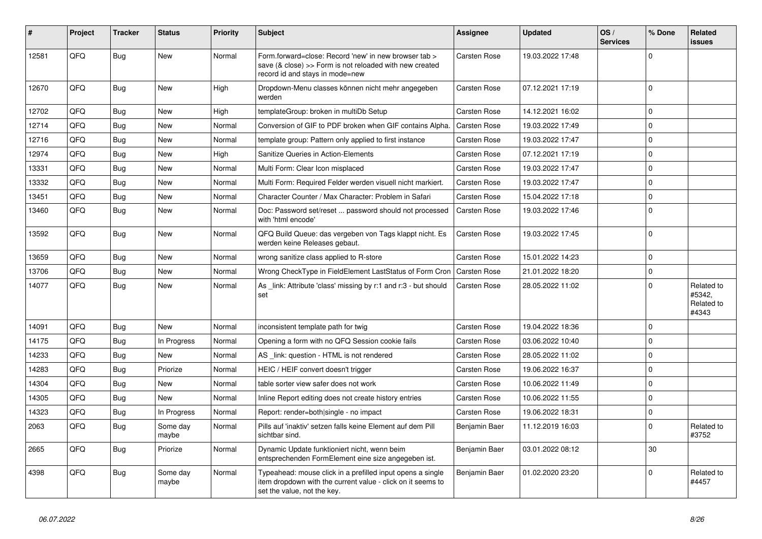| # | Project | Tracker | Status | Priority | Subject | Assignee | Updated | OS / Services | % Done | Related issues |
|---|---|---|---|---|---|---|---|---|---|---|
| 12581 | QFQ | Bug | New | Normal | Form.forward=close: Record 'new' in new browser tab > save (& close) >> Form is not reloaded with new created record id and stays in mode=new | Carsten Rose | 19.03.2022 17:48 | | 0 | |
| 12670 | QFQ | Bug | New | High | Dropdown-Menu classes können nicht mehr angegeben werden | Carsten Rose | 07.12.2021 17:19 | | 0 | |
| 12702 | QFQ | Bug | New | High | templateGroup: broken in multiDb Setup | Carsten Rose | 14.12.2021 16:02 | | 0 | |
| 12714 | QFQ | Bug | New | Normal | Conversion of GIF to PDF broken when GIF contains Alpha. | Carsten Rose | 19.03.2022 17:49 | | 0 | |
| 12716 | QFQ | Bug | New | Normal | template group: Pattern only applied to first instance | Carsten Rose | 19.03.2022 17:47 | | 0 | |
| 12974 | QFQ | Bug | New | High | Sanitize Queries in Action-Elements | Carsten Rose | 07.12.2021 17:19 | | 0 | |
| 13331 | QFQ | Bug | New | Normal | Multi Form: Clear Icon misplaced | Carsten Rose | 19.03.2022 17:47 | | 0 | |
| 13332 | QFQ | Bug | New | Normal | Multi Form: Required Felder werden visuell nicht markiert. | Carsten Rose | 19.03.2022 17:47 | | 0 | |
| 13451 | QFQ | Bug | New | Normal | Character Counter / Max Character: Problem in Safari | Carsten Rose | 15.04.2022 17:18 | | 0 | |
| 13460 | QFQ | Bug | New | Normal | Doc: Password set/reset ... password should not processed with 'html encode' | Carsten Rose | 19.03.2022 17:46 | | 0 | |
| 13592 | QFQ | Bug | New | Normal | QFQ Build Queue: das vergeben von Tags klappt nicht. Es werden keine Releases gebaut. | Carsten Rose | 19.03.2022 17:45 | | 0 | |
| 13659 | QFQ | Bug | New | Normal | wrong sanitize class applied to R-store | Carsten Rose | 15.01.2022 14:23 | | 0 | |
| 13706 | QFQ | Bug | New | Normal | Wrong CheckType in FieldElement LastStatus of Form Cron | Carsten Rose | 21.01.2022 18:20 | | 0 | |
| 14077 | QFQ | Bug | New | Normal | As _link: Attribute 'class' missing by r:1 and r:3 - but should set | Carsten Rose | 28.05.2022 11:02 | | 0 | Related to #5342, Related to #4343 |
| 14091 | QFQ | Bug | New | Normal | inconsistent template path for twig | Carsten Rose | 19.04.2022 18:36 | | 0 | |
| 14175 | QFQ | Bug | In Progress | Normal | Opening a form with no QFQ Session cookie fails | Carsten Rose | 03.06.2022 10:40 | | 0 | |
| 14233 | QFQ | Bug | New | Normal | AS _link: question - HTML is not rendered | Carsten Rose | 28.05.2022 11:02 | | 0 | |
| 14283 | QFQ | Bug | Priorize | Normal | HEIC / HEIF convert doesn't trigger | Carsten Rose | 19.06.2022 16:37 | | 0 | |
| 14304 | QFQ | Bug | New | Normal | table sorter view safer does not work | Carsten Rose | 10.06.2022 11:49 | | 0 | |
| 14305 | QFQ | Bug | New | Normal | Inline Report editing does not create history entries | Carsten Rose | 10.06.2022 11:55 | | 0 | |
| 14323 | QFQ | Bug | In Progress | Normal | Report: render=both\|single - no impact | Carsten Rose | 19.06.2022 18:31 | | 0 | |
| 2063 | QFQ | Bug | Some day maybe | Normal | Pills auf 'inaktiv' setzen falls keine Element auf dem Pill sichtbar sind. | Benjamin Baer | 11.12.2019 16:03 | | 0 | Related to #3752 |
| 2665 | QFQ | Bug | Priorize | Normal | Dynamic Update funktioniert nicht, wenn beim entsprechenden FormElement eine size angegeben ist. | Benjamin Baer | 03.01.2022 08:12 | | 30 | |
| 4398 | QFQ | Bug | Some day maybe | Normal | Typeahead: mouse click in a prefilled input opens a single item dropdown with the current value - click on it seems to set the value, not the key. | Benjamin Baer | 01.02.2020 23:20 | | 0 | Related to #4457 |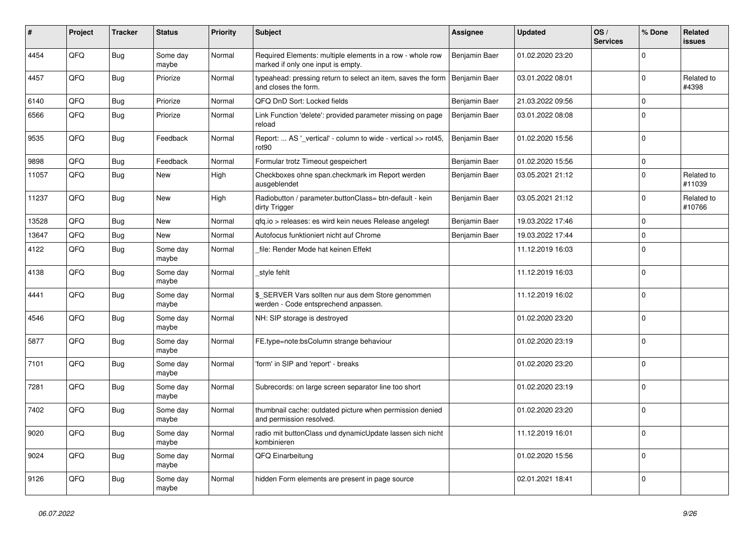| # | Project | Tracker | Status | Priority | Subject | Assignee | Updated | OS / Services | % Done | Related issues |
|---|---|---|---|---|---|---|---|---|---|---|
| 4454 | QFQ | Bug | Some day maybe | Normal | Required Elements: multiple elements in a row - whole row marked if only one input is empty. | Benjamin Baer | 01.02.2020 23:20 | | 0 | |
| 4457 | QFQ | Bug | Priorize | Normal | typeahead: pressing return to select an item, saves the form and closes the form. | Benjamin Baer | 03.01.2022 08:01 | | 0 | Related to #4398 |
| 6140 | QFQ | Bug | Priorize | Normal | QFQ DnD Sort: Locked fields | Benjamin Baer | 21.03.2022 09:56 | | 0 | |
| 6566 | QFQ | Bug | Priorize | Normal | Link Function 'delete': provided parameter missing on page reload | Benjamin Baer | 03.01.2022 08:08 | | 0 | |
| 9535 | QFQ | Bug | Feedback | Normal | Report: ... AS '_vertical' - column to wide - vertical >> rot45, rot90 | Benjamin Baer | 01.02.2020 15:56 | | 0 | |
| 9898 | QFQ | Bug | Feedback | Normal | Formular trotz Timeout gespeichert | Benjamin Baer | 01.02.2020 15:56 | | 0 | |
| 11057 | QFQ | Bug | New | High | Checkboxes ohne span.checkmark im Report werden ausgeblendet | Benjamin Baer | 03.05.2021 21:12 | | 0 | Related to #11039 |
| 11237 | QFQ | Bug | New | High | Radiobutton / parameter.buttonClass= btn-default - kein dirty Trigger | Benjamin Baer | 03.05.2021 21:12 | | 0 | Related to #10766 |
| 13528 | QFQ | Bug | New | Normal | qfq.io > releases: es wird kein neues Release angelegt | Benjamin Baer | 19.03.2022 17:46 | | 0 | |
| 13647 | QFQ | Bug | New | Normal | Autofocus funktioniert nicht auf Chrome | Benjamin Baer | 19.03.2022 17:44 | | 0 | |
| 4122 | QFQ | Bug | Some day maybe | Normal | _file: Render Mode hat keinen Effekt | | 11.12.2019 16:03 | | 0 | |
| 4138 | QFQ | Bug | Some day maybe | Normal | _style fehlt | | 11.12.2019 16:03 | | 0 | |
| 4441 | QFQ | Bug | Some day maybe | Normal | $_SERVER Vars sollten nur aus dem Store genommen werden - Code entsprechend anpassen. | | 11.12.2019 16:02 | | 0 | |
| 4546 | QFQ | Bug | Some day maybe | Normal | NH: SIP storage is destroyed | | 01.02.2020 23:20 | | 0 | |
| 5877 | QFQ | Bug | Some day maybe | Normal | FE.type=note:bsColumn strange behaviour | | 01.02.2020 23:19 | | 0 | |
| 7101 | QFQ | Bug | Some day maybe | Normal | 'form' in SIP and 'report' - breaks | | 01.02.2020 23:20 | | 0 | |
| 7281 | QFQ | Bug | Some day maybe | Normal | Subrecords: on large screen separator line too short | | 01.02.2020 23:19 | | 0 | |
| 7402 | QFQ | Bug | Some day maybe | Normal | thumbnail cache: outdated picture when permission denied and permission resolved. | | 01.02.2020 23:20 | | 0 | |
| 9020 | QFQ | Bug | Some day maybe | Normal | radio mit buttonClass und dynamicUpdate lassen sich nicht kombinieren | | 11.12.2019 16:01 | | 0 | |
| 9024 | QFQ | Bug | Some day maybe | Normal | QFQ Einarbeitung | | 01.02.2020 15:56 | | 0 | |
| 9126 | QFQ | Bug | Some day maybe | Normal | hidden Form elements are present in page source | | 02.01.2021 18:41 | | 0 | |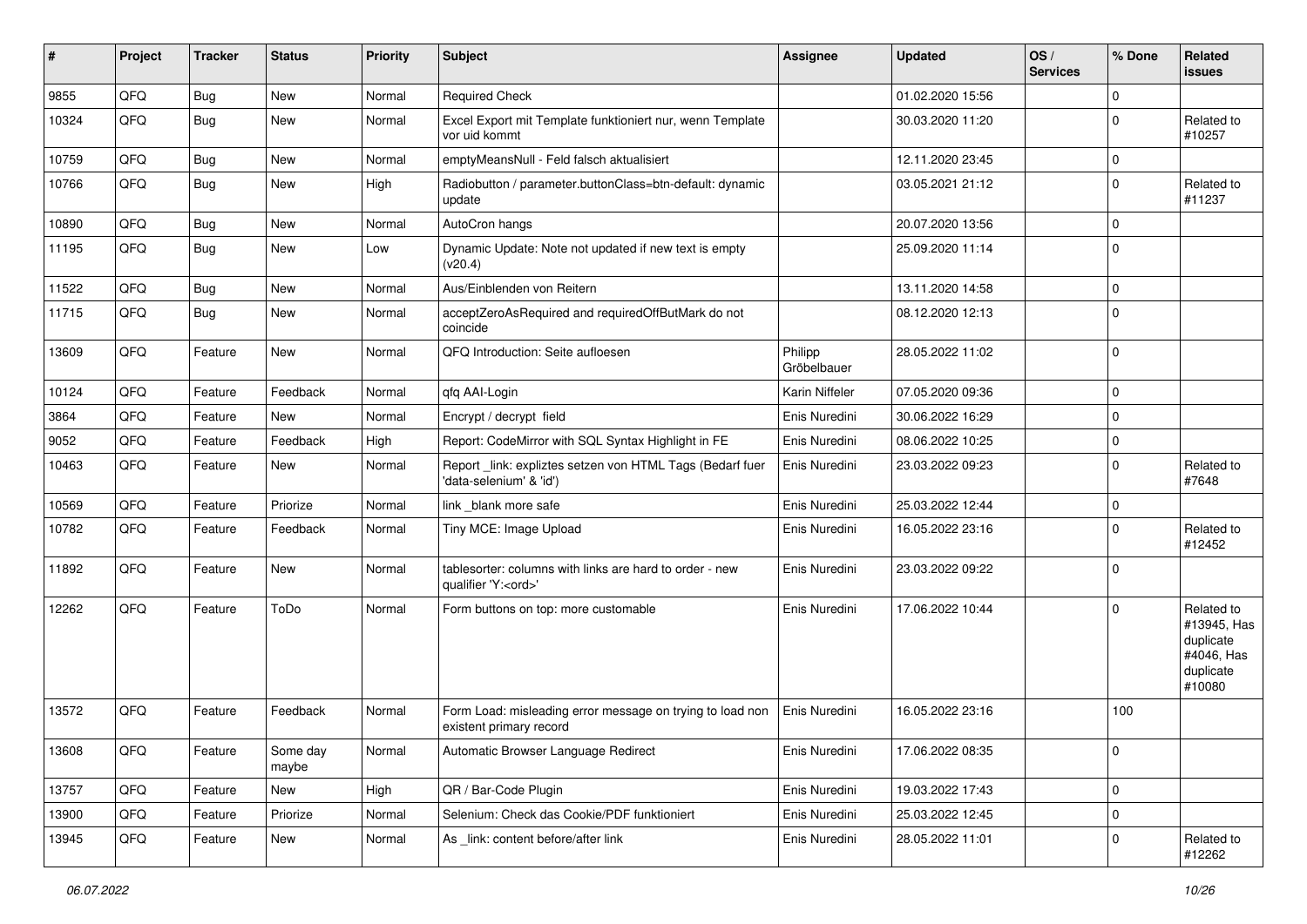| # | Project | Tracker | Status | Priority | Subject | Assignee | Updated | OS / Services | % Done | Related issues |
|---|---|---|---|---|---|---|---|---|---|---|
| 9855 | QFQ | Bug | New | Normal | Required Check | | 01.02.2020 15:56 | | 0 | |
| 10324 | QFQ | Bug | New | Normal | Excel Export mit Template funktioniert nur, wenn Template vor uid kommt | | 30.03.2020 11:20 | | 0 | Related to #10257 |
| 10759 | QFQ | Bug | New | Normal | emptyMeansNull - Feld falsch aktualisiert | | 12.11.2020 23:45 | | 0 | |
| 10766 | QFQ | Bug | New | High | Radiobutton / parameter.buttonClass=btn-default: dynamic update | | 03.05.2021 21:12 | | 0 | Related to #11237 |
| 10890 | QFQ | Bug | New | Normal | AutoCron hangs | | 20.07.2020 13:56 | | 0 | |
| 11195 | QFQ | Bug | New | Low | Dynamic Update: Note not updated if new text is empty (v20.4) | | 25.09.2020 11:14 | | 0 | |
| 11522 | QFQ | Bug | New | Normal | Aus/Einblenden von Reitern | | 13.11.2020 14:58 | | 0 | |
| 11715 | QFQ | Bug | New | Normal | acceptZeroAsRequired and requiredOffButMark do not coincide | | 08.12.2020 12:13 | | 0 | |
| 13609 | QFQ | Feature | New | Normal | QFQ Introduction: Seite aufloesen | Philipp Gröbelbauer | 28.05.2022 11:02 | | 0 | |
| 10124 | QFQ | Feature | Feedback | Normal | qfq AAI-Login | Karin Niffeler | 07.05.2020 09:36 | | 0 | |
| 3864 | QFQ | Feature | New | Normal | Encrypt / decrypt field | Enis Nuredini | 30.06.2022 16:29 | | 0 | |
| 9052 | QFQ | Feature | Feedback | High | Report: CodeMirror with SQL Syntax Highlight in FE | Enis Nuredini | 08.06.2022 10:25 | | 0 | |
| 10463 | QFQ | Feature | New | Normal | Report _link: expliztes setzen von HTML Tags (Bedarf fuer 'data-selenium' & 'id') | Enis Nuredini | 23.03.2022 09:23 | | 0 | Related to #7648 |
| 10569 | QFQ | Feature | Priorize | Normal | link _blank more safe | Enis Nuredini | 25.03.2022 12:44 | | 0 | |
| 10782 | QFQ | Feature | Feedback | Normal | Tiny MCE: Image Upload | Enis Nuredini | 16.05.2022 23:16 | | 0 | Related to #12452 |
| 11892 | QFQ | Feature | New | Normal | tablesorter: columns with links are hard to order - new qualifier 'Y:<ord>' | Enis Nuredini | 23.03.2022 09:22 | | 0 | |
| 12262 | QFQ | Feature | ToDo | Normal | Form buttons on top: more customable | Enis Nuredini | 17.06.2022 10:44 | | 0 | Related to #13945, Has duplicate #4046, Has duplicate #10080 |
| 13572 | QFQ | Feature | Feedback | Normal | Form Load: misleading error message on trying to load non existent primary record | Enis Nuredini | 16.05.2022 23:16 | | 100 | |
| 13608 | QFQ | Feature | Some day maybe | Normal | Automatic Browser Language Redirect | Enis Nuredini | 17.06.2022 08:35 | | 0 | |
| 13757 | QFQ | Feature | New | High | QR / Bar-Code Plugin | Enis Nuredini | 19.03.2022 17:43 | | 0 | |
| 13900 | QFQ | Feature | Priorize | Normal | Selenium: Check das Cookie/PDF funktioniert | Enis Nuredini | 25.03.2022 12:45 | | 0 | |
| 13945 | QFQ | Feature | New | Normal | As _link: content before/after link | Enis Nuredini | 28.05.2022 11:01 | | 0 | Related to #12262 |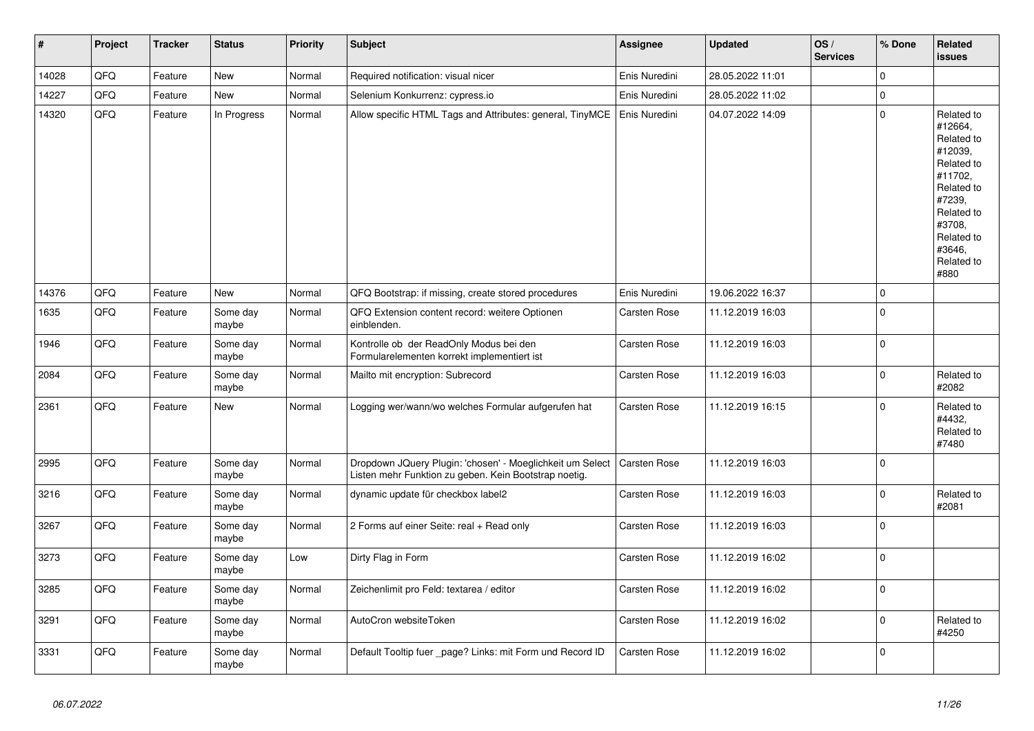| # | Project | Tracker | Status | Priority | Subject | Assignee | Updated | OS / Services | % Done | Related issues |
|---|---|---|---|---|---|---|---|---|---|---|
| 14028 | QFQ | Feature | New | Normal | Required notification: visual nicer | Enis Nuredini | 28.05.2022 11:01 | | 0 | |
| 14227 | QFQ | Feature | New | Normal | Selenium Konkurrenz: cypress.io | Enis Nuredini | 28.05.2022 11:02 | | 0 | |
| 14320 | QFQ | Feature | In Progress | Normal | Allow specific HTML Tags and Attributes: general, TinyMCE | Enis Nuredini | 04.07.2022 14:09 | | 0 | Related to #12664, Related to #12039, Related to #11702, Related to #7239, Related to #3708, Related to #3646, Related to #880 |
| 14376 | QFQ | Feature | New | Normal | QFQ Bootstrap: if missing, create stored procedures | Enis Nuredini | 19.06.2022 16:37 | | 0 | |
| 1635 | QFQ | Feature | Some day maybe | Normal | QFQ Extension content record: weitere Optionen einblenden. | Carsten Rose | 11.12.2019 16:03 | | 0 | |
| 1946 | QFQ | Feature | Some day maybe | Normal | Kontrolle ob der ReadOnly Modus bei den Formularelementen korrekt implementiert ist | Carsten Rose | 11.12.2019 16:03 | | 0 | |
| 2084 | QFQ | Feature | Some day maybe | Normal | Mailto mit encryption: Subrecord | Carsten Rose | 11.12.2019 16:03 | | 0 | Related to #2082 |
| 2361 | QFQ | Feature | New | Normal | Logging wer/wann/wo welches Formular aufgerufen hat | Carsten Rose | 11.12.2019 16:15 | | 0 | Related to #4432, Related to #7480 |
| 2995 | QFQ | Feature | Some day maybe | Normal | Dropdown JQuery Plugin: 'chosen' - Moeglichkeit um Select Listen mehr Funktion zu geben. Kein Bootstrap noetig. | Carsten Rose | 11.12.2019 16:03 | | 0 | |
| 3216 | QFQ | Feature | Some day maybe | Normal | dynamic update für checkbox label2 | Carsten Rose | 11.12.2019 16:03 | | 0 | Related to #2081 |
| 3267 | QFQ | Feature | Some day maybe | Normal | 2 Forms auf einer Seite: real + Read only | Carsten Rose | 11.12.2019 16:03 | | 0 | |
| 3273 | QFQ | Feature | Some day maybe | Low | Dirty Flag in Form | Carsten Rose | 11.12.2019 16:02 | | 0 | |
| 3285 | QFQ | Feature | Some day maybe | Normal | Zeichenlimit pro Feld: textarea / editor | Carsten Rose | 11.12.2019 16:02 | | 0 | |
| 3291 | QFQ | Feature | Some day maybe | Normal | AutoCron websiteToken | Carsten Rose | 11.12.2019 16:02 | | 0 | Related to #4250 |
| 3331 | QFQ | Feature | Some day maybe | Normal | Default Tooltip fuer _page? Links: mit Form und Record ID | Carsten Rose | 11.12.2019 16:02 | | 0 | |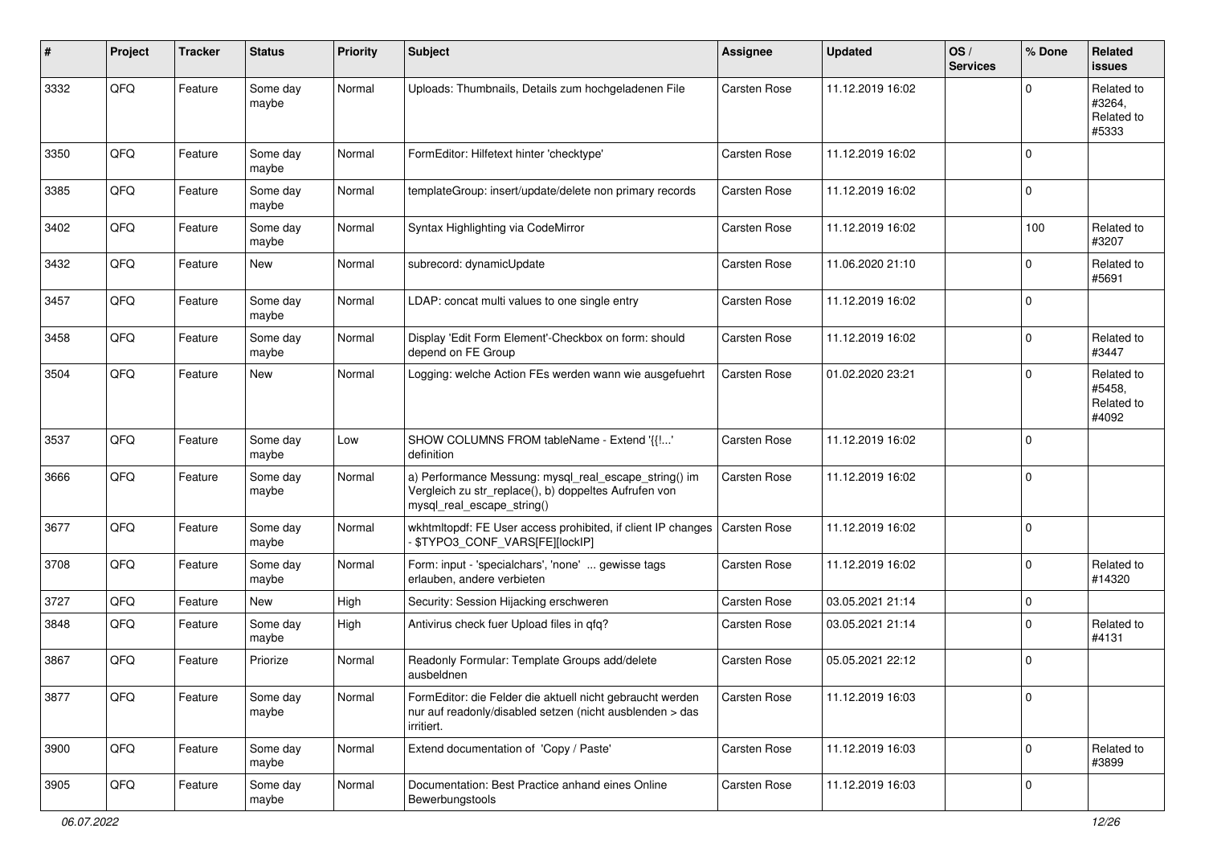| # | Project | Tracker | Status | Priority | Subject | Assignee | Updated | OS / Services | % Done | Related issues |
|---|---|---|---|---|---|---|---|---|---|---|
| 3332 | QFQ | Feature | Some day maybe | Normal | Uploads: Thumbnails, Details zum hochgeladenen File | Carsten Rose | 11.12.2019 16:02 | | 0 | Related to #3264, Related to #5333 |
| 3350 | QFQ | Feature | Some day maybe | Normal | FormEditor: Hilfetext hinter 'checktype' | Carsten Rose | 11.12.2019 16:02 | | 0 | |
| 3385 | QFQ | Feature | Some day maybe | Normal | templateGroup: insert/update/delete non primary records | Carsten Rose | 11.12.2019 16:02 | | 0 | |
| 3402 | QFQ | Feature | Some day maybe | Normal | Syntax Highlighting via CodeMirror | Carsten Rose | 11.12.2019 16:02 | | 100 | Related to #3207 |
| 3432 | QFQ | Feature | New | Normal | subrecord: dynamicUpdate | Carsten Rose | 11.06.2020 21:10 | | 0 | Related to #5691 |
| 3457 | QFQ | Feature | Some day maybe | Normal | LDAP: concat multi values to one single entry | Carsten Rose | 11.12.2019 16:02 | | 0 | |
| 3458 | QFQ | Feature | Some day maybe | Normal | Display 'Edit Form Element'-Checkbox on form: should depend on FE Group | Carsten Rose | 11.12.2019 16:02 | | 0 | Related to #3447 |
| 3504 | QFQ | Feature | New | Normal | Logging: welche Action FEs werden wann wie ausgefuehrt | Carsten Rose | 01.02.2020 23:21 | | 0 | Related to #5458, Related to #4092 |
| 3537 | QFQ | Feature | Some day maybe | Low | SHOW COLUMNS FROM tableName - Extend '{{!...' definition | Carsten Rose | 11.12.2019 16:02 | | 0 | |
| 3666 | QFQ | Feature | Some day maybe | Normal | a) Performance Messung: mysql_real_escape_string() im Vergleich zu str_replace(), b) doppeltes Aufrufen von mysql_real_escape_string() | Carsten Rose | 11.12.2019 16:02 | | 0 | |
| 3677 | QFQ | Feature | Some day maybe | Normal | wkhtmltopdf: FE User access prohibited, if client IP changes - $TYPO3_CONF_VARS[FE][lockIP] | Carsten Rose | 11.12.2019 16:02 | | 0 | |
| 3708 | QFQ | Feature | Some day maybe | Normal | Form: input - 'specialchars', 'none' ... gewisse tags erlauben, andere verbieten | Carsten Rose | 11.12.2019 16:02 | | 0 | Related to #14320 |
| 3727 | QFQ | Feature | New | High | Security: Session Hijacking erschweren | Carsten Rose | 03.05.2021 21:14 | | 0 | |
| 3848 | QFQ | Feature | Some day maybe | High | Antivirus check fuer Upload files in qfq? | Carsten Rose | 03.05.2021 21:14 | | 0 | Related to #4131 |
| 3867 | QFQ | Feature | Priorize | Normal | Readonly Formular: Template Groups add/delete ausbeldnen | Carsten Rose | 05.05.2021 22:12 | | 0 | |
| 3877 | QFQ | Feature | Some day maybe | Normal | FormEditor: die Felder die aktuell nicht gebraucht werden nur auf readonly/disabled setzen (nicht ausblenden > das irritiert. | Carsten Rose | 11.12.2019 16:03 | | 0 | |
| 3900 | QFQ | Feature | Some day maybe | Normal | Extend documentation of 'Copy / Paste' | Carsten Rose | 11.12.2019 16:03 | | 0 | Related to #3899 |
| 3905 | QFQ | Feature | Some day maybe | Normal | Documentation: Best Practice anhand eines Online Bewerbungstools | Carsten Rose | 11.12.2019 16:03 | | 0 | |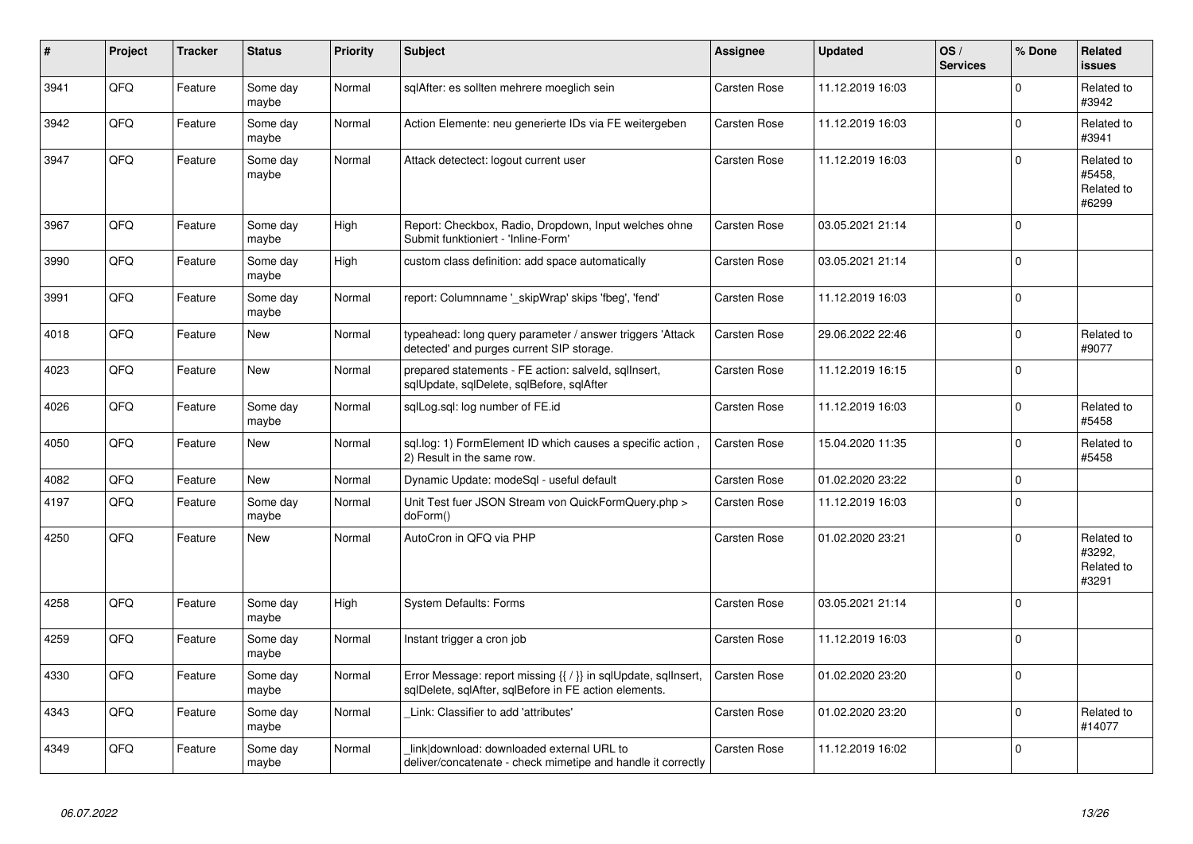| # | Project | Tracker | Status | Priority | Subject | Assignee | Updated | OS / Services | % Done | Related issues |
|---|---|---|---|---|---|---|---|---|---|---|
| 3941 | QFQ | Feature | Some day maybe | Normal | sqlAfter: es sollten mehrere moeglich sein | Carsten Rose | 11.12.2019 16:03 | | 0 | Related to #3942 |
| 3942 | QFQ | Feature | Some day maybe | Normal | Action Elemente: neu generierte IDs via FE weitergeben | Carsten Rose | 11.12.2019 16:03 | | 0 | Related to #3941 |
| 3947 | QFQ | Feature | Some day maybe | Normal | Attack detectect: logout current user | Carsten Rose | 11.12.2019 16:03 | | 0 | Related to #5458, Related to #6299 |
| 3967 | QFQ | Feature | Some day maybe | High | Report: Checkbox, Radio, Dropdown, Input welches ohne Submit funktioniert - 'Inline-Form' | Carsten Rose | 03.05.2021 21:14 | | 0 | |
| 3990 | QFQ | Feature | Some day maybe | High | custom class definition: add space automatically | Carsten Rose | 03.05.2021 21:14 | | 0 | |
| 3991 | QFQ | Feature | Some day maybe | Normal | report: Columnname '_skipWrap' skips 'fbeg', 'fend' | Carsten Rose | 11.12.2019 16:03 | | 0 | |
| 4018 | QFQ | Feature | New | Normal | typeahead: long query parameter / answer triggers 'Attack detected' and purges current SIP storage. | Carsten Rose | 29.06.2022 22:46 | | 0 | Related to #9077 |
| 4023 | QFQ | Feature | New | Normal | prepared statements - FE action: salveld, sqlInsert, sqlUpdate, sqlDelete, sqlBefore, sqlAfter | Carsten Rose | 11.12.2019 16:15 | | 0 | |
| 4026 | QFQ | Feature | Some day maybe | Normal | sqlLog.sql: log number of FE.id | Carsten Rose | 11.12.2019 16:03 | | 0 | Related to #5458 |
| 4050 | QFQ | Feature | New | Normal | sql.log: 1) FormElement ID which causes a specific action , 2) Result in the same row. | Carsten Rose | 15.04.2020 11:35 | | 0 | Related to #5458 |
| 4082 | QFQ | Feature | New | Normal | Dynamic Update: modeSql - useful default | Carsten Rose | 01.02.2020 23:22 | | 0 | |
| 4197 | QFQ | Feature | Some day maybe | Normal | Unit Test fuer JSON Stream von QuickFormQuery.php > doForm() | Carsten Rose | 11.12.2019 16:03 | | 0 | |
| 4250 | QFQ | Feature | New | Normal | AutoCron in QFQ via PHP | Carsten Rose | 01.02.2020 23:21 | | 0 | Related to #3292, Related to #3291 |
| 4258 | QFQ | Feature | Some day maybe | High | System Defaults: Forms | Carsten Rose | 03.05.2021 21:14 | | 0 | |
| 4259 | QFQ | Feature | Some day maybe | Normal | Instant trigger a cron job | Carsten Rose | 11.12.2019 16:03 | | 0 | |
| 4330 | QFQ | Feature | Some day maybe | Normal | Error Message: report missing {{ / }} in sqlUpdate, sqlInsert, sqlDelete, sqlAfter, sqlBefore in FE action elements. | Carsten Rose | 01.02.2020 23:20 | | 0 | |
| 4343 | QFQ | Feature | Some day maybe | Normal | _Link: Classifier to add 'attributes' | Carsten Rose | 01.02.2020 23:20 | | 0 | Related to #14077 |
| 4349 | QFQ | Feature | Some day maybe | Normal | _link\|download: downloaded external URL to deliver/concatenate - check mimetipe and handle it correctly | Carsten Rose | 11.12.2019 16:02 | | 0 | |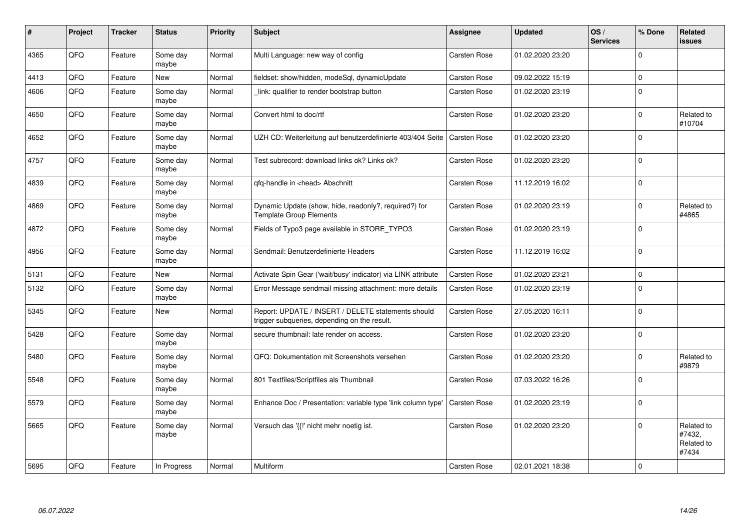| # | Project | Tracker | Status | Priority | Subject | Assignee | Updated | OS / Services | % Done | Related issues |
|---|---|---|---|---|---|---|---|---|---|---|
| 4365 | QFQ | Feature | Some day maybe | Normal | Multi Language: new way of config | Carsten Rose | 01.02.2020 23:20 | | 0 | |
| 4413 | QFQ | Feature | New | Normal | fieldset: show/hidden, modeSql, dynamicUpdate | Carsten Rose | 09.02.2022 15:19 | | 0 | |
| 4606 | QFQ | Feature | Some day maybe | Normal | _link: qualifier to render bootstrap button | Carsten Rose | 01.02.2020 23:19 | | 0 | |
| 4650 | QFQ | Feature | Some day maybe | Normal | Convert html to doc/rtf | Carsten Rose | 01.02.2020 23:20 | | 0 | Related to #10704 |
| 4652 | QFQ | Feature | Some day maybe | Normal | UZH CD: Weiterleitung auf benutzerdefinierte 403/404 Seite | Carsten Rose | 01.02.2020 23:20 | | 0 | |
| 4757 | QFQ | Feature | Some day maybe | Normal | Test subrecord: download links ok? Links ok? | Carsten Rose | 01.02.2020 23:20 | | 0 | |
| 4839 | QFQ | Feature | Some day maybe | Normal | qfq-handle in <head> Abschnitt | Carsten Rose | 11.12.2019 16:02 | | 0 | |
| 4869 | QFQ | Feature | Some day maybe | Normal | Dynamic Update (show, hide, readonly?, required?) for Template Group Elements | Carsten Rose | 01.02.2020 23:19 | | 0 | Related to #4865 |
| 4872 | QFQ | Feature | Some day maybe | Normal | Fields of Typo3 page available in STORE_TYPO3 | Carsten Rose | 01.02.2020 23:19 | | 0 | |
| 4956 | QFQ | Feature | Some day maybe | Normal | Sendmail: Benutzerdefinierte Headers | Carsten Rose | 11.12.2019 16:02 | | 0 | |
| 5131 | QFQ | Feature | New | Normal | Activate Spin Gear ('wait/busy' indicator) via LINK attribute | Carsten Rose | 01.02.2020 23:21 | | 0 | |
| 5132 | QFQ | Feature | Some day maybe | Normal | Error Message sendmail missing attachment: more details | Carsten Rose | 01.02.2020 23:19 | | 0 | |
| 5345 | QFQ | Feature | New | Normal | Report: UPDATE / INSERT / DELETE statements should trigger subqueries, depending on the result. | Carsten Rose | 27.05.2020 16:11 | | 0 | |
| 5428 | QFQ | Feature | Some day maybe | Normal | secure thumbnail: late render on access. | Carsten Rose | 01.02.2020 23:20 | | 0 | |
| 5480 | QFQ | Feature | Some day maybe | Normal | QFQ: Dokumentation mit Screenshots versehen | Carsten Rose | 01.02.2020 23:20 | | 0 | Related to #9879 |
| 5548 | QFQ | Feature | Some day maybe | Normal | 801 Textfiles/Scriptfiles als Thumbnail | Carsten Rose | 07.03.2022 16:26 | | 0 | |
| 5579 | QFQ | Feature | Some day maybe | Normal | Enhance Doc / Presentation: variable type 'link column type' | Carsten Rose | 01.02.2020 23:19 | | 0 | |
| 5665 | QFQ | Feature | Some day maybe | Normal | Versuch das '{{!' nicht mehr noetig ist. | Carsten Rose | 01.02.2020 23:20 | | 0 | Related to #7432, Related to #7434 |
| 5695 | QFQ | Feature | In Progress | Normal | Multiform | Carsten Rose | 02.01.2021 18:38 | | 0 | |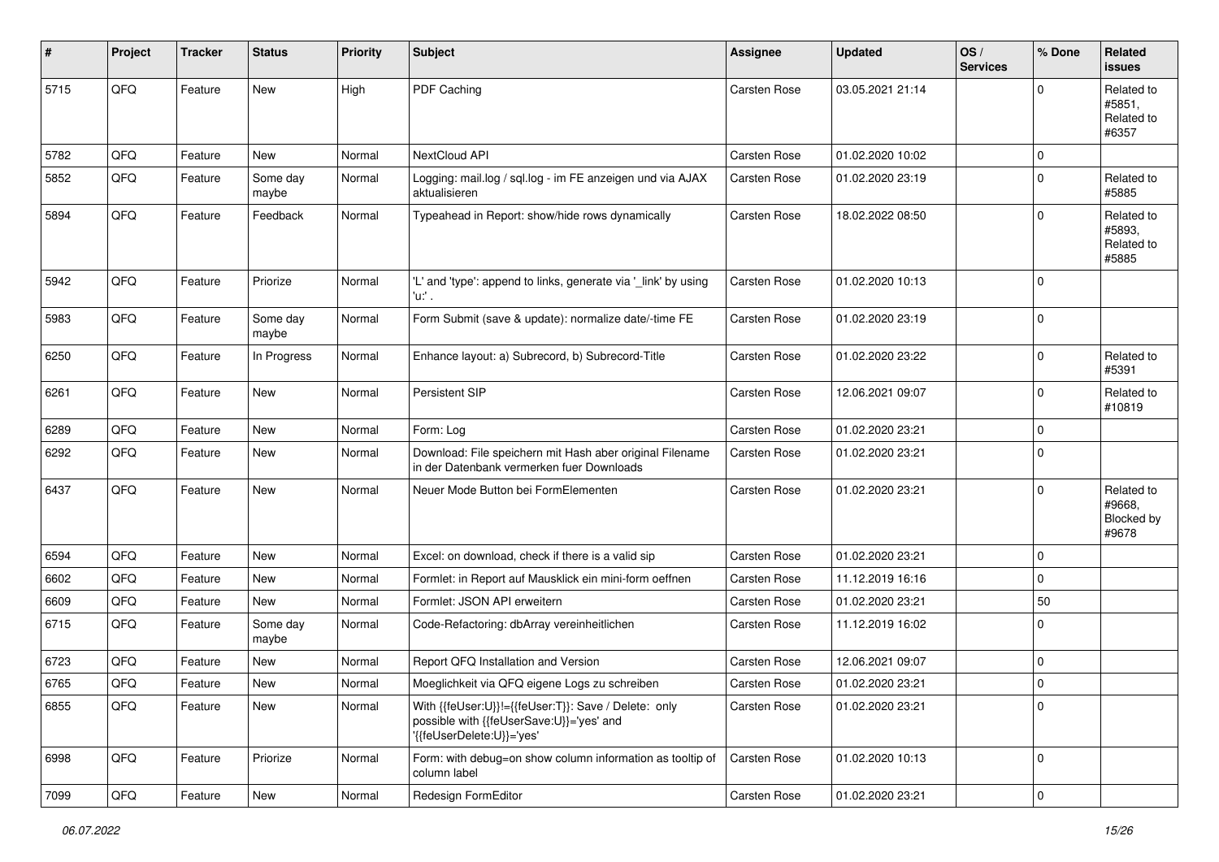| # | Project | Tracker | Status | Priority | Subject | Assignee | Updated | OS / Services | % Done | Related issues |
|---|---|---|---|---|---|---|---|---|---|---|
| 5715 | QFQ | Feature | New | High | PDF Caching | Carsten Rose | 03.05.2021 21:14 | | 0 | Related to #5851, Related to #6357 |
| 5782 | QFQ | Feature | New | Normal | NextCloud API | Carsten Rose | 01.02.2020 10:02 | | 0 | |
| 5852 | QFQ | Feature | Some day maybe | Normal | Logging: mail.log / sql.log - im FE anzeigen und via AJAX aktualisieren | Carsten Rose | 01.02.2020 23:19 | | 0 | Related to #5885 |
| 5894 | QFQ | Feature | Feedback | Normal | Typeahead in Report: show/hide rows dynamically | Carsten Rose | 18.02.2022 08:50 | | 0 | Related to #5893, Related to #5885 |
| 5942 | QFQ | Feature | Priorize | Normal | 'L' and 'type': append to links, generate via '_link' by using 'u:' . | Carsten Rose | 01.02.2020 10:13 | | 0 | |
| 5983 | QFQ | Feature | Some day maybe | Normal | Form Submit (save & update): normalize date/-time FE | Carsten Rose | 01.02.2020 23:19 | | 0 | |
| 6250 | QFQ | Feature | In Progress | Normal | Enhance layout: a) Subrecord, b) Subrecord-Title | Carsten Rose | 01.02.2020 23:22 | | 0 | Related to #5391 |
| 6261 | QFQ | Feature | New | Normal | Persistent SIP | Carsten Rose | 12.06.2021 09:07 | | 0 | Related to #10819 |
| 6289 | QFQ | Feature | New | Normal | Form: Log | Carsten Rose | 01.02.2020 23:21 | | 0 | |
| 6292 | QFQ | Feature | New | Normal | Download: File speichern mit Hash aber original Filename in der Datenbank vermerken fuer Downloads | Carsten Rose | 01.02.2020 23:21 | | 0 | |
| 6437 | QFQ | Feature | New | Normal | Neuer Mode Button bei FormElementen | Carsten Rose | 01.02.2020 23:21 | | 0 | Related to #9668, Blocked by #9678 |
| 6594 | QFQ | Feature | New | Normal | Excel: on download, check if there is a valid sip | Carsten Rose | 01.02.2020 23:21 | | 0 | |
| 6602 | QFQ | Feature | New | Normal | Formlet: in Report auf Mausklick ein mini-form oeffnen | Carsten Rose | 11.12.2019 16:16 | | 0 | |
| 6609 | QFQ | Feature | New | Normal | Formlet: JSON API erweitern | Carsten Rose | 01.02.2020 23:21 | | 50 | |
| 6715 | QFQ | Feature | Some day maybe | Normal | Code-Refactoring: dbArray vereinheitlichen | Carsten Rose | 11.12.2019 16:02 | | 0 | |
| 6723 | QFQ | Feature | New | Normal | Report QFQ Installation and Version | Carsten Rose | 12.06.2021 09:07 | | 0 | |
| 6765 | QFQ | Feature | New | Normal | Moeglichkeit via QFQ eigene Logs zu schreiben | Carsten Rose | 01.02.2020 23:21 | | 0 | |
| 6855 | QFQ | Feature | New | Normal | With {{feUser:U}}!={{feUser:T}}: Save / Delete: only possible with {{feUserSave:U}}='yes' and '{{feUserDelete:U}}='yes' | Carsten Rose | 01.02.2020 23:21 | | 0 | |
| 6998 | QFQ | Feature | Priorize | Normal | Form: with debug=on show column information as tooltip of column label | Carsten Rose | 01.02.2020 10:13 | | 0 | |
| 7099 | QFQ | Feature | New | Normal | Redesign FormEditor | Carsten Rose | 01.02.2020 23:21 | | 0 | |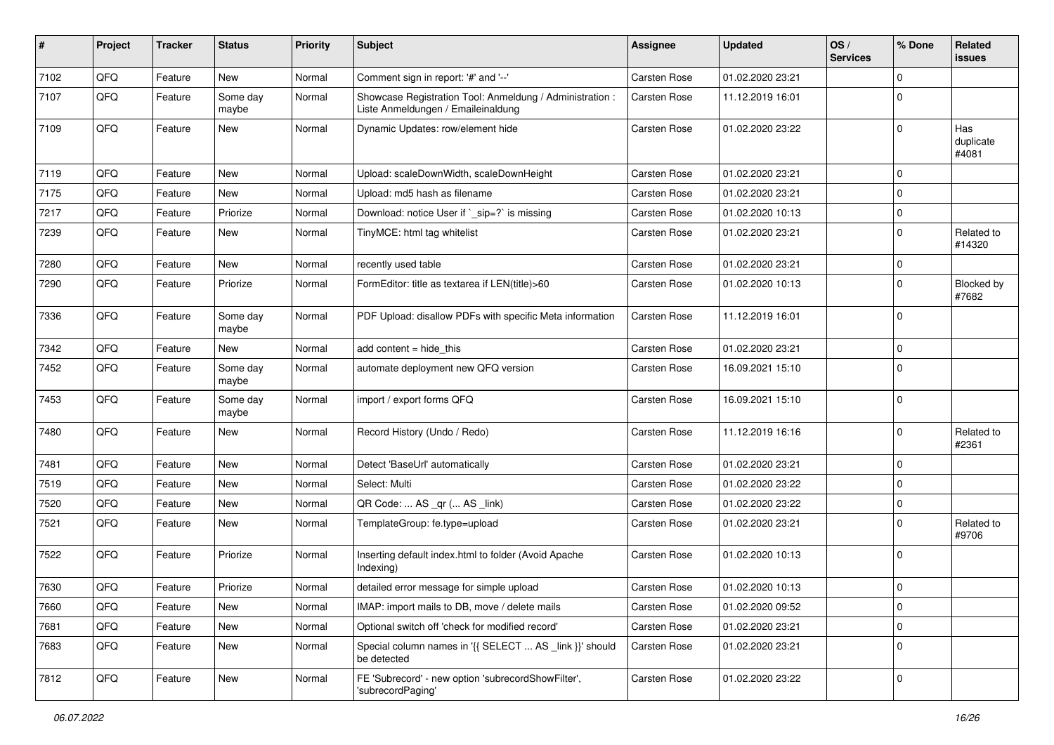| # | Project | Tracker | Status | Priority | Subject | Assignee | Updated | OS / Services | % Done | Related issues |
|---|---|---|---|---|---|---|---|---|---|---|
| 7102 | QFQ | Feature | New | Normal | Comment sign in report: '#' and '--' | Carsten Rose | 01.02.2020 23:21 | | 0 | |
| 7107 | QFQ | Feature | Some day maybe | Normal | Showcase Registration Tool: Anmeldung / Administration : Liste Anmeldungen / Emaileinaldung | Carsten Rose | 11.12.2019 16:01 | | 0 | |
| 7109 | QFQ | Feature | New | Normal | Dynamic Updates: row/element hide | Carsten Rose | 01.02.2020 23:22 | | 0 | Has duplicate #4081 |
| 7119 | QFQ | Feature | New | Normal | Upload: scaleDownWidth, scaleDownHeight | Carsten Rose | 01.02.2020 23:21 | | 0 | |
| 7175 | QFQ | Feature | New | Normal | Upload: md5 hash as filename | Carsten Rose | 01.02.2020 23:21 | | 0 | |
| 7217 | QFQ | Feature | Priorize | Normal | Download: notice User if `_sip=?` is missing | Carsten Rose | 01.02.2020 10:13 | | 0 | |
| 7239 | QFQ | Feature | New | Normal | TinyMCE: html tag whitelist | Carsten Rose | 01.02.2020 23:21 | | 0 | Related to #14320 |
| 7280 | QFQ | Feature | New | Normal | recently used table | Carsten Rose | 01.02.2020 23:21 | | 0 | |
| 7290 | QFQ | Feature | Priorize | Normal | FormEditor: title as textarea if LEN(title)>60 | Carsten Rose | 01.02.2020 10:13 | | 0 | Blocked by #7682 |
| 7336 | QFQ | Feature | Some day maybe | Normal | PDF Upload: disallow PDFs with specific Meta information | Carsten Rose | 11.12.2019 16:01 | | 0 | |
| 7342 | QFQ | Feature | New | Normal | add content = hide_this | Carsten Rose | 01.02.2020 23:21 | | 0 | |
| 7452 | QFQ | Feature | Some day maybe | Normal | automate deployment new QFQ version | Carsten Rose | 16.09.2021 15:10 | | 0 | |
| 7453 | QFQ | Feature | Some day maybe | Normal | import / export forms QFQ | Carsten Rose | 16.09.2021 15:10 | | 0 | |
| 7480 | QFQ | Feature | New | Normal | Record History (Undo / Redo) | Carsten Rose | 11.12.2019 16:16 | | 0 | Related to #2361 |
| 7481 | QFQ | Feature | New | Normal | Detect 'BaseUrl' automatically | Carsten Rose | 01.02.2020 23:21 | | 0 | |
| 7519 | QFQ | Feature | New | Normal | Select: Multi | Carsten Rose | 01.02.2020 23:22 | | 0 | |
| 7520 | QFQ | Feature | New | Normal | QR Code: ... AS _qr ( ... AS _link) | Carsten Rose | 01.02.2020 23:22 | | 0 | |
| 7521 | QFQ | Feature | New | Normal | TemplateGroup: fe.type=upload | Carsten Rose | 01.02.2020 23:21 | | 0 | Related to #9706 |
| 7522 | QFQ | Feature | Priorize | Normal | Inserting default index.html to folder (Avoid Apache Indexing) | Carsten Rose | 01.02.2020 10:13 | | 0 | |
| 7630 | QFQ | Feature | Priorize | Normal | detailed error message for simple upload | Carsten Rose | 01.02.2020 10:13 | | 0 | |
| 7660 | QFQ | Feature | New | Normal | IMAP: import mails to DB, move / delete mails | Carsten Rose | 01.02.2020 09:52 | | 0 | |
| 7681 | QFQ | Feature | New | Normal | Optional switch off 'check for modified record' | Carsten Rose | 01.02.2020 23:21 | | 0 | |
| 7683 | QFQ | Feature | New | Normal | Special column names in '{{ SELECT ... AS _link }}' should be detected | Carsten Rose | 01.02.2020 23:21 | | 0 | |
| 7812 | QFQ | Feature | New | Normal | FE 'Subrecord' - new option 'subrecordShowFilter', 'subrecordPaging' | Carsten Rose | 01.02.2020 23:22 | | 0 | |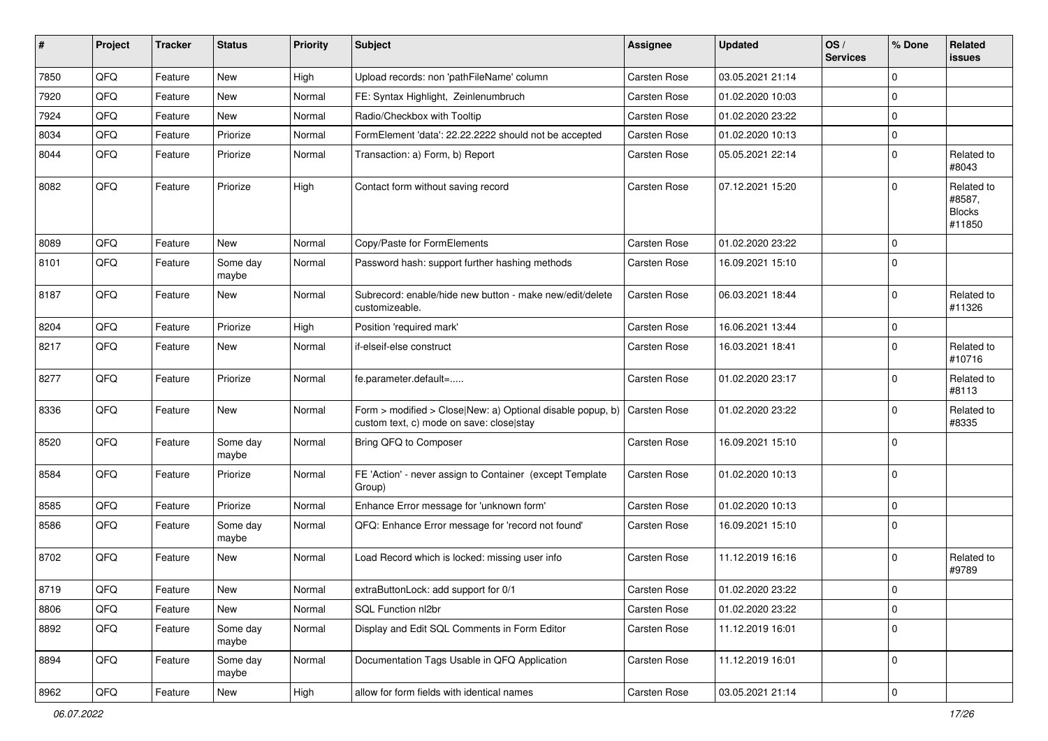| # | Project | Tracker | Status | Priority | Subject | Assignee | Updated | OS / Services | % Done | Related issues |
|---|---|---|---|---|---|---|---|---|---|---|
| 7850 | QFQ | Feature | New | High | Upload records: non 'pathFileName' column | Carsten Rose | 03.05.2021 21:14 | | 0 | |
| 7920 | QFQ | Feature | New | Normal | FE: Syntax Highlight, Zeinlenumbruch | Carsten Rose | 01.02.2020 10:03 | | 0 | |
| 7924 | QFQ | Feature | New | Normal | Radio/Checkbox with Tooltip | Carsten Rose | 01.02.2020 23:22 | | 0 | |
| 8034 | QFQ | Feature | Priorize | Normal | FormElement 'data': 22.22.2222 should not be accepted | Carsten Rose | 01.02.2020 10:13 | | 0 | |
| 8044 | QFQ | Feature | Priorize | Normal | Transaction: a) Form, b) Report | Carsten Rose | 05.05.2021 22:14 | | 0 | Related to #8043 |
| 8082 | QFQ | Feature | Priorize | High | Contact form without saving record | Carsten Rose | 07.12.2021 15:20 | | 0 | Related to #8587, Blocks #11850 |
| 8089 | QFQ | Feature | New | Normal | Copy/Paste for FormElements | Carsten Rose | 01.02.2020 23:22 | | 0 | |
| 8101 | QFQ | Feature | Some day maybe | Normal | Password hash: support further hashing methods | Carsten Rose | 16.09.2021 15:10 | | 0 | |
| 8187 | QFQ | Feature | New | Normal | Subrecord: enable/hide new button - make new/edit/delete customizeable. | Carsten Rose | 06.03.2021 18:44 | | 0 | Related to #11326 |
| 8204 | QFQ | Feature | Priorize | High | Position 'required mark' | Carsten Rose | 16.06.2021 13:44 | | 0 | |
| 8217 | QFQ | Feature | New | Normal | if-elseif-else construct | Carsten Rose | 16.03.2021 18:41 | | 0 | Related to #10716 |
| 8277 | QFQ | Feature | Priorize | Normal | fe.parameter.default=..... | Carsten Rose | 01.02.2020 23:17 | | 0 | Related to #8113 |
| 8336 | QFQ | Feature | New | Normal | Form > modified > Close\|New: a) Optional disable popup, b) custom text, c) mode on save: close\|stay | Carsten Rose | 01.02.2020 23:22 | | 0 | Related to #8335 |
| 8520 | QFQ | Feature | Some day maybe | Normal | Bring QFQ to Composer | Carsten Rose | 16.09.2021 15:10 | | 0 | |
| 8584 | QFQ | Feature | Priorize | Normal | FE 'Action' - never assign to Container (except Template Group) | Carsten Rose | 01.02.2020 10:13 | | 0 | |
| 8585 | QFQ | Feature | Priorize | Normal | Enhance Error message for 'unknown form' | Carsten Rose | 01.02.2020 10:13 | | 0 | |
| 8586 | QFQ | Feature | Some day maybe | Normal | QFQ: Enhance Error message for 'record not found' | Carsten Rose | 16.09.2021 15:10 | | 0 | |
| 8702 | QFQ | Feature | New | Normal | Load Record which is locked: missing user info | Carsten Rose | 11.12.2019 16:16 | | 0 | Related to #9789 |
| 8719 | QFQ | Feature | New | Normal | extraButtonLock: add support for 0/1 | Carsten Rose | 01.02.2020 23:22 | | 0 | |
| 8806 | QFQ | Feature | New | Normal | SQL Function nl2br | Carsten Rose | 01.02.2020 23:22 | | 0 | |
| 8892 | QFQ | Feature | Some day maybe | Normal | Display and Edit SQL Comments in Form Editor | Carsten Rose | 11.12.2019 16:01 | | 0 | |
| 8894 | QFQ | Feature | Some day maybe | Normal | Documentation Tags Usable in QFQ Application | Carsten Rose | 11.12.2019 16:01 | | 0 | |
| 8962 | QFQ | Feature | New | High | allow for form fields with identical names | Carsten Rose | 03.05.2021 21:14 | | 0 | |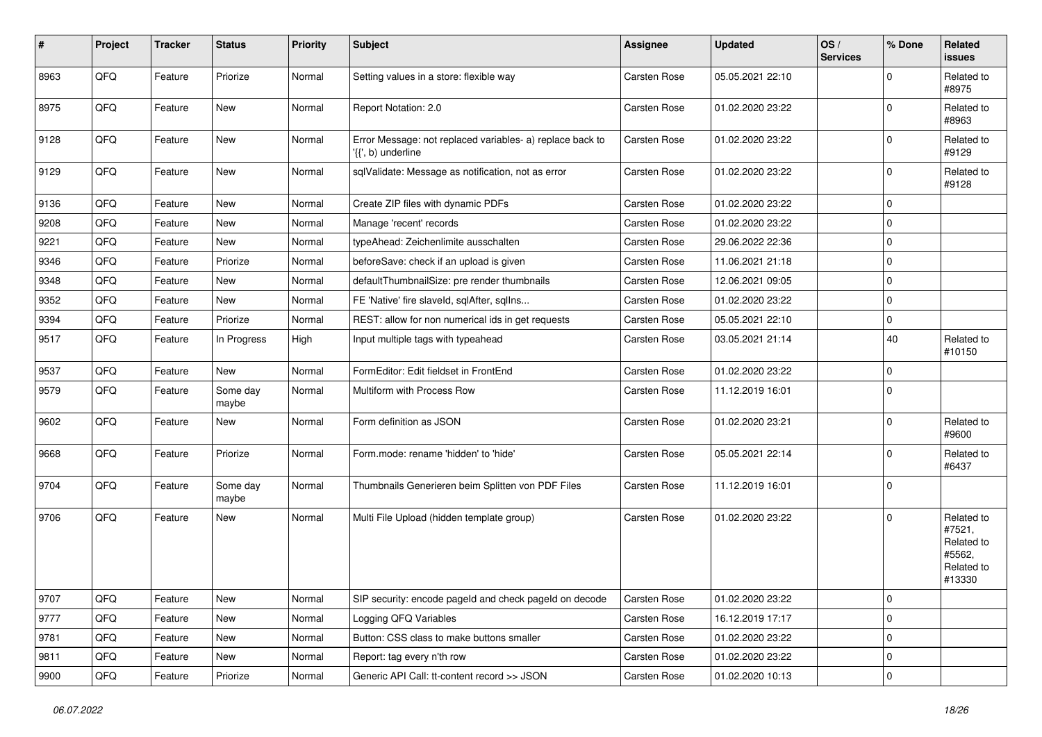| # | Project | Tracker | Status | Priority | Subject | Assignee | Updated | OS / Services | % Done | Related issues |
|---|---|---|---|---|---|---|---|---|---|---|
| 8963 | QFQ | Feature | Priorize | Normal | Setting values in a store: flexible way | Carsten Rose | 05.05.2021 22:10 | | 0 | Related to #8975 |
| 8975 | QFQ | Feature | New | Normal | Report Notation: 2.0 | Carsten Rose | 01.02.2020 23:22 | | 0 | Related to #8963 |
| 9128 | QFQ | Feature | New | Normal | Error Message: not replaced variables- a) replace back to '{{', b) underline | Carsten Rose | 01.02.2020 23:22 | | 0 | Related to #9129 |
| 9129 | QFQ | Feature | New | Normal | sqlValidate: Message as notification, not as error | Carsten Rose | 01.02.2020 23:22 | | 0 | Related to #9128 |
| 9136 | QFQ | Feature | New | Normal | Create ZIP files with dynamic PDFs | Carsten Rose | 01.02.2020 23:22 | | 0 | |
| 9208 | QFQ | Feature | New | Normal | Manage 'recent' records | Carsten Rose | 01.02.2020 23:22 | | 0 | |
| 9221 | QFQ | Feature | New | Normal | typeAhead: Zeichenlimite ausschalten | Carsten Rose | 29.06.2022 22:36 | | 0 | |
| 9346 | QFQ | Feature | Priorize | Normal | beforeSave: check if an upload is given | Carsten Rose | 11.06.2021 21:18 | | 0 | |
| 9348 | QFQ | Feature | New | Normal | defaultThumbnailSize: pre render thumbnails | Carsten Rose | 12.06.2021 09:05 | | 0 | |
| 9352 | QFQ | Feature | New | Normal | FE 'Native' fire slaveId, sqlAfter, sqlIns... | Carsten Rose | 01.02.2020 23:22 | | 0 | |
| 9394 | QFQ | Feature | Priorize | Normal | REST: allow for non numerical ids in get requests | Carsten Rose | 05.05.2021 22:10 | | 0 | |
| 9517 | QFQ | Feature | In Progress | High | Input multiple tags with typeahead | Carsten Rose | 03.05.2021 21:14 | | 40 | Related to #10150 |
| 9537 | QFQ | Feature | New | Normal | FormEditor: Edit fieldset in FrontEnd | Carsten Rose | 01.02.2020 23:22 | | 0 | |
| 9579 | QFQ | Feature | Some day maybe | Normal | Multiform with Process Row | Carsten Rose | 11.12.2019 16:01 | | 0 | |
| 9602 | QFQ | Feature | New | Normal | Form definition as JSON | Carsten Rose | 01.02.2020 23:21 | | 0 | Related to #9600 |
| 9668 | QFQ | Feature | Priorize | Normal | Form.mode: rename 'hidden' to 'hide' | Carsten Rose | 05.05.2021 22:14 | | 0 | Related to #6437 |
| 9704 | QFQ | Feature | Some day maybe | Normal | Thumbnails Generieren beim Splitten von PDF Files | Carsten Rose | 11.12.2019 16:01 | | 0 | |
| 9706 | QFQ | Feature | New | Normal | Multi File Upload (hidden template group) | Carsten Rose | 01.02.2020 23:22 | | 0 | Related to #7521, Related to #5562, Related to #13330 |
| 9707 | QFQ | Feature | New | Normal | SIP security: encode pageId and check pageId on decode | Carsten Rose | 01.02.2020 23:22 | | 0 | |
| 9777 | QFQ | Feature | New | Normal | Logging QFQ Variables | Carsten Rose | 16.12.2019 17:17 | | 0 | |
| 9781 | QFQ | Feature | New | Normal | Button: CSS class to make buttons smaller | Carsten Rose | 01.02.2020 23:22 | | 0 | |
| 9811 | QFQ | Feature | New | Normal | Report: tag every n'th row | Carsten Rose | 01.02.2020 23:22 | | 0 | |
| 9900 | QFQ | Feature | Priorize | Normal | Generic API Call: tt-content record >> JSON | Carsten Rose | 01.02.2020 10:13 | | 0 | |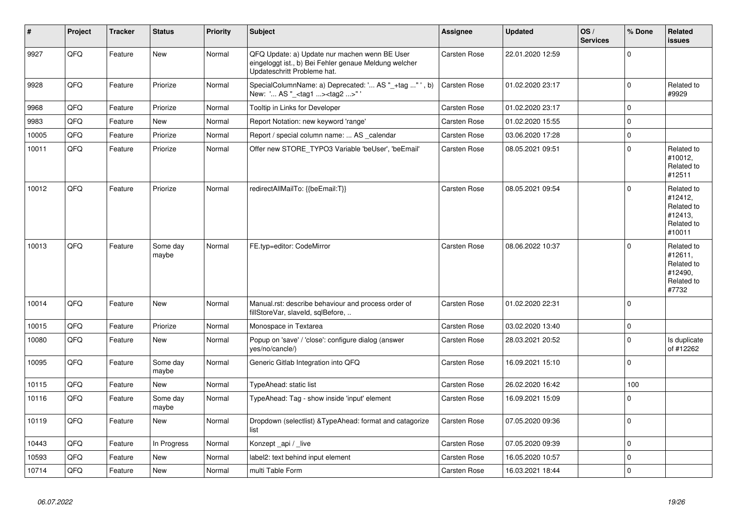| # | Project | Tracker | Status | Priority | Subject | Assignee | Updated | OS / Services | % Done | Related issues |
|---|---|---|---|---|---|---|---|---|---|---|
| 9927 | QFQ | Feature | New | Normal | QFQ Update: a) Update nur machen wenn BE User eingeloggt ist., b) Bei Fehler genaue Meldung welcher Updateschritt Probleme hat. | Carsten Rose | 22.01.2020 12:59 | | 0 | |
| 9928 | QFQ | Feature | Priorize | Normal | SpecialColumnName: a) Deprecated: '... AS "_+tag ..." ', b) New: '... AS "_<tag1 ...><tag2 ...>" ' | Carsten Rose | 01.02.2020 23:17 | | 0 | Related to #9929 |
| 9968 | QFQ | Feature | Priorize | Normal | Tooltip in Links for Developer | Carsten Rose | 01.02.2020 23:17 | | 0 | |
| 9983 | QFQ | Feature | New | Normal | Report Notation: new keyword 'range' | Carsten Rose | 01.02.2020 15:55 | | 0 | |
| 10005 | QFQ | Feature | Priorize | Normal | Report / special column name: ... AS _calendar | Carsten Rose | 03.06.2020 17:28 | | 0 | |
| 10011 | QFQ | Feature | Priorize | Normal | Offer new STORE_TYPO3 Variable 'beUser', 'beEmail' | Carsten Rose | 08.05.2021 09:51 | | 0 | Related to #10012, Related to #12511 |
| 10012 | QFQ | Feature | Priorize | Normal | redirectAllMailTo: {{beEmail:T}} | Carsten Rose | 08.05.2021 09:54 | | 0 | Related to #12412, Related to #12413, Related to #10011 |
| 10013 | QFQ | Feature | Some day maybe | Normal | FE.typ=editor: CodeMirror | Carsten Rose | 08.06.2022 10:37 | | 0 | Related to #12611, Related to #12490, Related to #7732 |
| 10014 | QFQ | Feature | New | Normal | Manual.rst: describe behaviour and process order of fillStoreVar, slaveId, sqlBefore, .. | Carsten Rose | 01.02.2020 22:31 | | 0 | |
| 10015 | QFQ | Feature | Priorize | Normal | Monospace in Textarea | Carsten Rose | 03.02.2020 13:40 | | 0 | |
| 10080 | QFQ | Feature | New | Normal | Popup on 'save' / 'close': configure dialog (answer yes/no/cancle/) | Carsten Rose | 28.03.2021 20:52 | | 0 | Is duplicate of #12262 |
| 10095 | QFQ | Feature | Some day maybe | Normal | Generic Gitlab Integration into QFQ | Carsten Rose | 16.09.2021 15:10 | | 0 | |
| 10115 | QFQ | Feature | New | Normal | TypeAhead: static list | Carsten Rose | 26.02.2020 16:42 | | 100 | |
| 10116 | QFQ | Feature | Some day maybe | Normal | TypeAhead: Tag - show inside 'input' element | Carsten Rose | 16.09.2021 15:09 | | 0 | |
| 10119 | QFQ | Feature | New | Normal | Dropdown (selectlist) &TypeAhead: format and catagorize list | Carsten Rose | 07.05.2020 09:36 | | 0 | |
| 10443 | QFQ | Feature | In Progress | Normal | Konzept _api / _live | Carsten Rose | 07.05.2020 09:39 | | 0 | |
| 10593 | QFQ | Feature | New | Normal | label2: text behind input element | Carsten Rose | 16.05.2020 10:57 | | 0 | |
| 10714 | QFQ | Feature | New | Normal | multi Table Form | Carsten Rose | 16.03.2021 18:44 | | 0 | |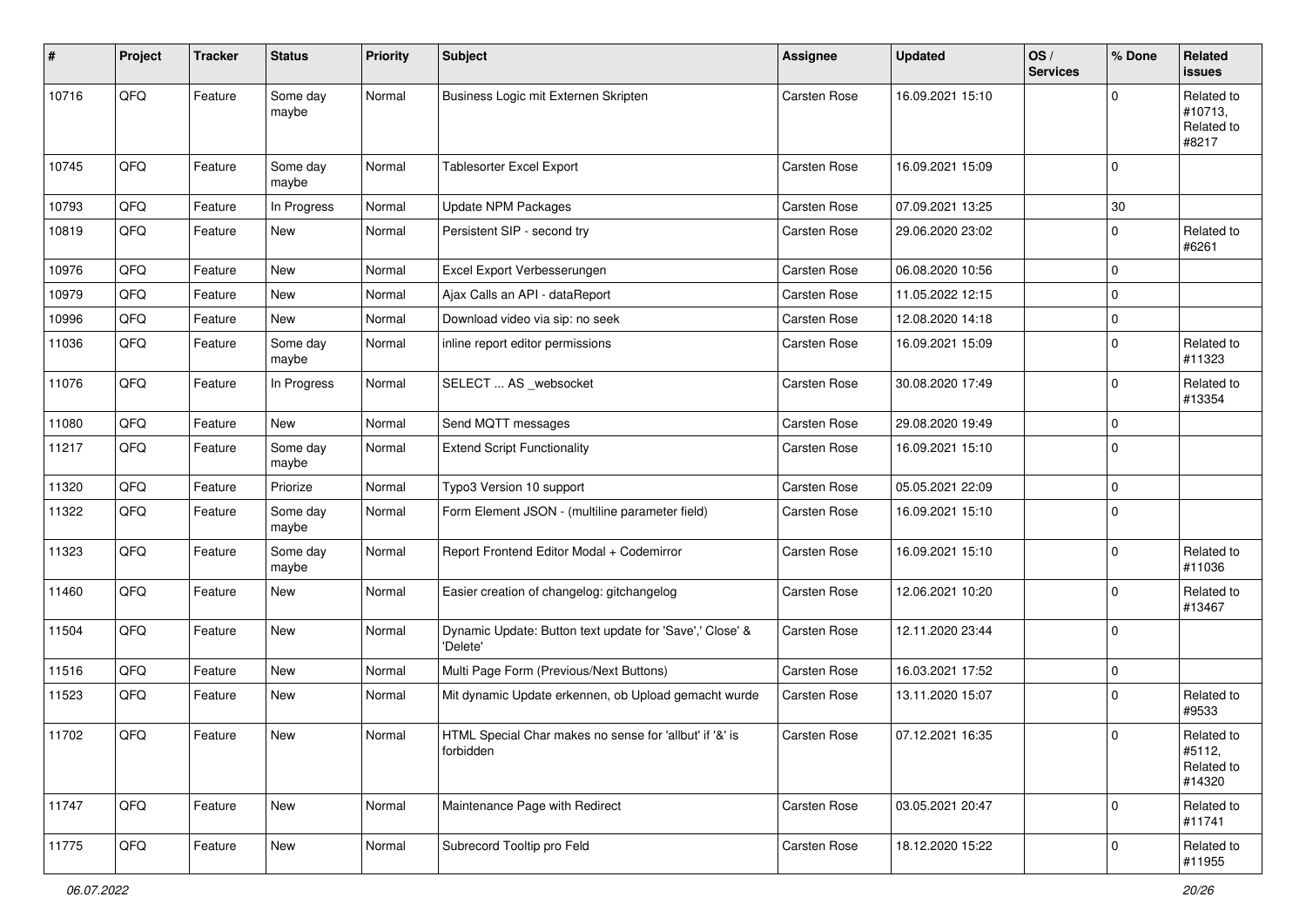| # | Project | Tracker | Status | Priority | Subject | Assignee | Updated | OS / Services | % Done | Related issues |
|---|---|---|---|---|---|---|---|---|---|---|
| 10716 | QFQ | Feature | Some day maybe | Normal | Business Logic mit Externen Skripten | Carsten Rose | 16.09.2021 15:10 | | 0 | Related to #10713, Related to #8217 |
| 10745 | QFQ | Feature | Some day maybe | Normal | Tablesorter Excel Export | Carsten Rose | 16.09.2021 15:09 | | 0 | |
| 10793 | QFQ | Feature | In Progress | Normal | Update NPM Packages | Carsten Rose | 07.09.2021 13:25 | | 30 | |
| 10819 | QFQ | Feature | New | Normal | Persistent SIP - second try | Carsten Rose | 29.06.2020 23:02 | | 0 | Related to #6261 |
| 10976 | QFQ | Feature | New | Normal | Excel Export Verbesserungen | Carsten Rose | 06.08.2020 10:56 | | 0 | |
| 10979 | QFQ | Feature | New | Normal | Ajax Calls an API - dataReport | Carsten Rose | 11.05.2022 12:15 | | 0 | |
| 10996 | QFQ | Feature | New | Normal | Download video via sip: no seek | Carsten Rose | 12.08.2020 14:18 | | 0 | |
| 11036 | QFQ | Feature | Some day maybe | Normal | inline report editor permissions | Carsten Rose | 16.09.2021 15:09 | | 0 | Related to #11323 |
| 11076 | QFQ | Feature | In Progress | Normal | SELECT ... AS _websocket | Carsten Rose | 30.08.2020 17:49 | | 0 | Related to #13354 |
| 11080 | QFQ | Feature | New | Normal | Send MQTT messages | Carsten Rose | 29.08.2020 19:49 | | 0 | |
| 11217 | QFQ | Feature | Some day maybe | Normal | Extend Script Functionality | Carsten Rose | 16.09.2021 15:10 | | 0 | |
| 11320 | QFQ | Feature | Priorize | Normal | Typo3 Version 10 support | Carsten Rose | 05.05.2021 22:09 | | 0 | |
| 11322 | QFQ | Feature | Some day maybe | Normal | Form Element JSON - (multiline parameter field) | Carsten Rose | 16.09.2021 15:10 | | 0 | |
| 11323 | QFQ | Feature | Some day maybe | Normal | Report Frontend Editor Modal + Codemirror | Carsten Rose | 16.09.2021 15:10 | | 0 | Related to #11036 |
| 11460 | QFQ | Feature | New | Normal | Easier creation of changelog: gitchangelog | Carsten Rose | 12.06.2021 10:20 | | 0 | Related to #13467 |
| 11504 | QFQ | Feature | New | Normal | Dynamic Update: Button text update for 'Save',' Close' & 'Delete' | Carsten Rose | 12.11.2020 23:44 | | 0 | |
| 11516 | QFQ | Feature | New | Normal | Multi Page Form (Previous/Next Buttons) | Carsten Rose | 16.03.2021 17:52 | | 0 | |
| 11523 | QFQ | Feature | New | Normal | Mit dynamic Update erkennen, ob Upload gemacht wurde | Carsten Rose | 13.11.2020 15:07 | | 0 | Related to #9533 |
| 11702 | QFQ | Feature | New | Normal | HTML Special Char makes no sense for 'allbut' if '&' is forbidden | Carsten Rose | 07.12.2021 16:35 | | 0 | Related to #5112, Related to #14320 |
| 11747 | QFQ | Feature | New | Normal | Maintenance Page with Redirect | Carsten Rose | 03.05.2021 20:47 | | 0 | Related to #11741 |
| 11775 | QFQ | Feature | New | Normal | Subrecord Tooltip pro Feld | Carsten Rose | 18.12.2020 15:22 | | 0 | Related to #11955 |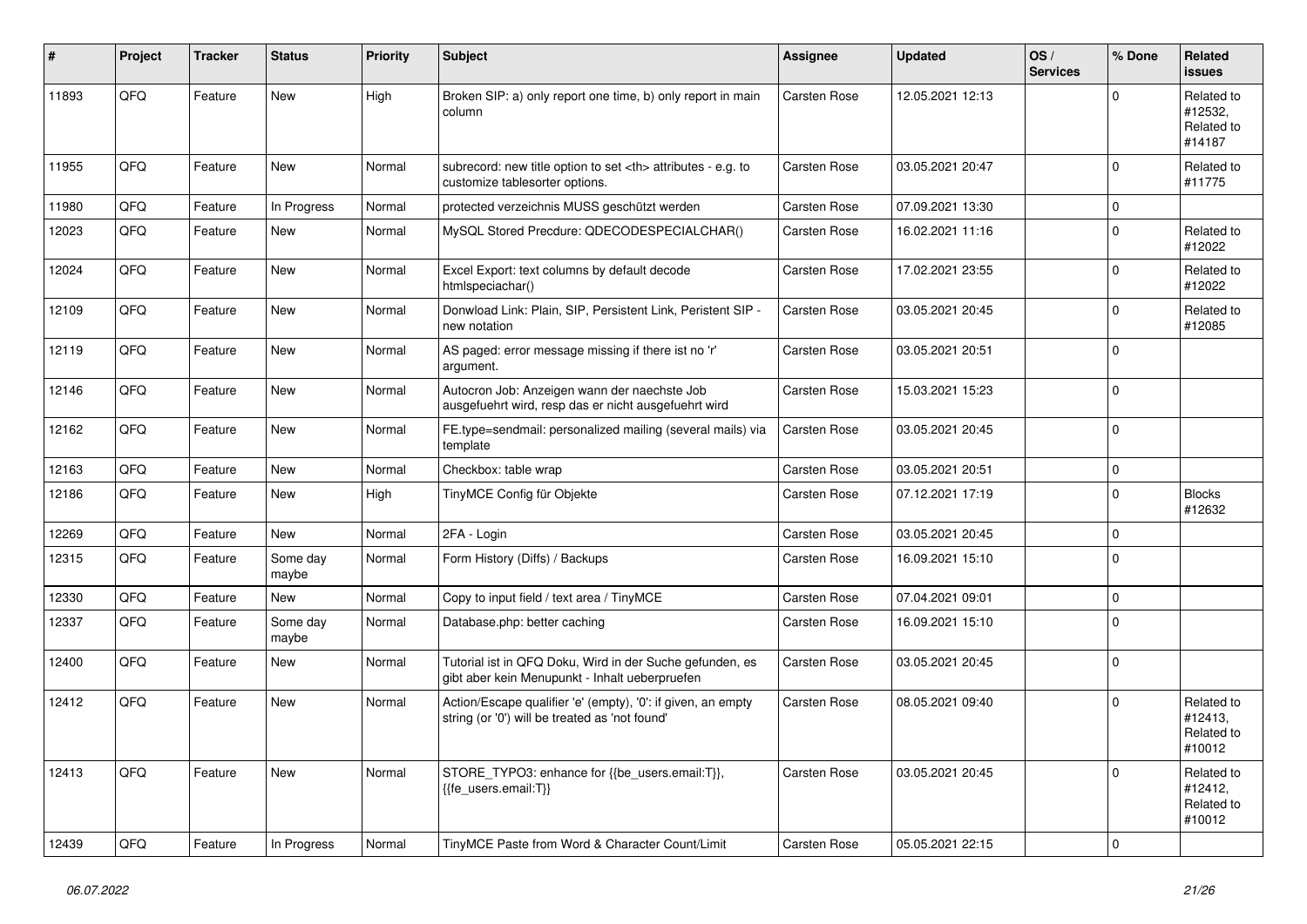| # | Project | Tracker | Status | Priority | Subject | Assignee | Updated | OS / Services | % Done | Related issues |
|---|---|---|---|---|---|---|---|---|---|---|
| 11893 | QFQ | Feature | New | High | Broken SIP: a) only report one time, b) only report in main column | Carsten Rose | 12.05.2021 12:13 | | 0 | Related to #12532, Related to #14187 |
| 11955 | QFQ | Feature | New | Normal | subrecord: new title option to set <th> attributes - e.g. to customize tablesorter options. | Carsten Rose | 03.05.2021 20:47 | | 0 | Related to #11775 |
| 11980 | QFQ | Feature | In Progress | Normal | protected verzeichnis MUSS geschützt werden | Carsten Rose | 07.09.2021 13:30 | | 0 | |
| 12023 | QFQ | Feature | New | Normal | MySQL Stored Precdure: QDECODESPECIALCHAR() | Carsten Rose | 16.02.2021 11:16 | | 0 | Related to #12022 |
| 12024 | QFQ | Feature | New | Normal | Excel Export: text columns by default decode htmlspeciachar() | Carsten Rose | 17.02.2021 23:55 | | 0 | Related to #12022 |
| 12109 | QFQ | Feature | New | Normal | Donwload Link: Plain, SIP, Persistent Link, Peristent SIP - new notation | Carsten Rose | 03.05.2021 20:45 | | 0 | Related to #12085 |
| 12119 | QFQ | Feature | New | Normal | AS paged: error message missing if there ist no 'r' argument. | Carsten Rose | 03.05.2021 20:51 | | 0 | |
| 12146 | QFQ | Feature | New | Normal | Autocron Job: Anzeigen wann der naechste Job ausgefuehrt wird, resp das er nicht ausgefuehrt wird | Carsten Rose | 15.03.2021 15:23 | | 0 | |
| 12162 | QFQ | Feature | New | Normal | FE.type=sendmail: personalized mailing (several mails) via template | Carsten Rose | 03.05.2021 20:45 | | 0 | |
| 12163 | QFQ | Feature | New | Normal | Checkbox: table wrap | Carsten Rose | 03.05.2021 20:51 | | 0 | |
| 12186 | QFQ | Feature | New | High | TinyMCE Config für Objekte | Carsten Rose | 07.12.2021 17:19 | | 0 | Blocks #12632 |
| 12269 | QFQ | Feature | New | Normal | 2FA - Login | Carsten Rose | 03.05.2021 20:45 | | 0 | |
| 12315 | QFQ | Feature | Some day maybe | Normal | Form History (Diffs) / Backups | Carsten Rose | 16.09.2021 15:10 | | 0 | |
| 12330 | QFQ | Feature | New | Normal | Copy to input field / text area / TinyMCE | Carsten Rose | 07.04.2021 09:01 | | 0 | |
| 12337 | QFQ | Feature | Some day maybe | Normal | Database.php: better caching | Carsten Rose | 16.09.2021 15:10 | | 0 | |
| 12400 | QFQ | Feature | New | Normal | Tutorial ist in QFQ Doku, Wird in der Suche gefunden, es gibt aber kein Menupunkt - Inhalt ueberpruefen | Carsten Rose | 03.05.2021 20:45 | | 0 | |
| 12412 | QFQ | Feature | New | Normal | Action/Escape qualifier 'e' (empty), '0': if given, an empty string (or '0') will be treated as 'not found' | Carsten Rose | 08.05.2021 09:40 | | 0 | Related to #12413, Related to #10012 |
| 12413 | QFQ | Feature | New | Normal | STORE_TYPO3: enhance for {{be_users.email:T}}, {{fe_users.email:T}} | Carsten Rose | 03.05.2021 20:45 | | 0 | Related to #12412, Related to #10012 |
| 12439 | QFQ | Feature | In Progress | Normal | TinyMCE Paste from Word & Character Count/Limit | Carsten Rose | 05.05.2021 22:15 | | 0 | |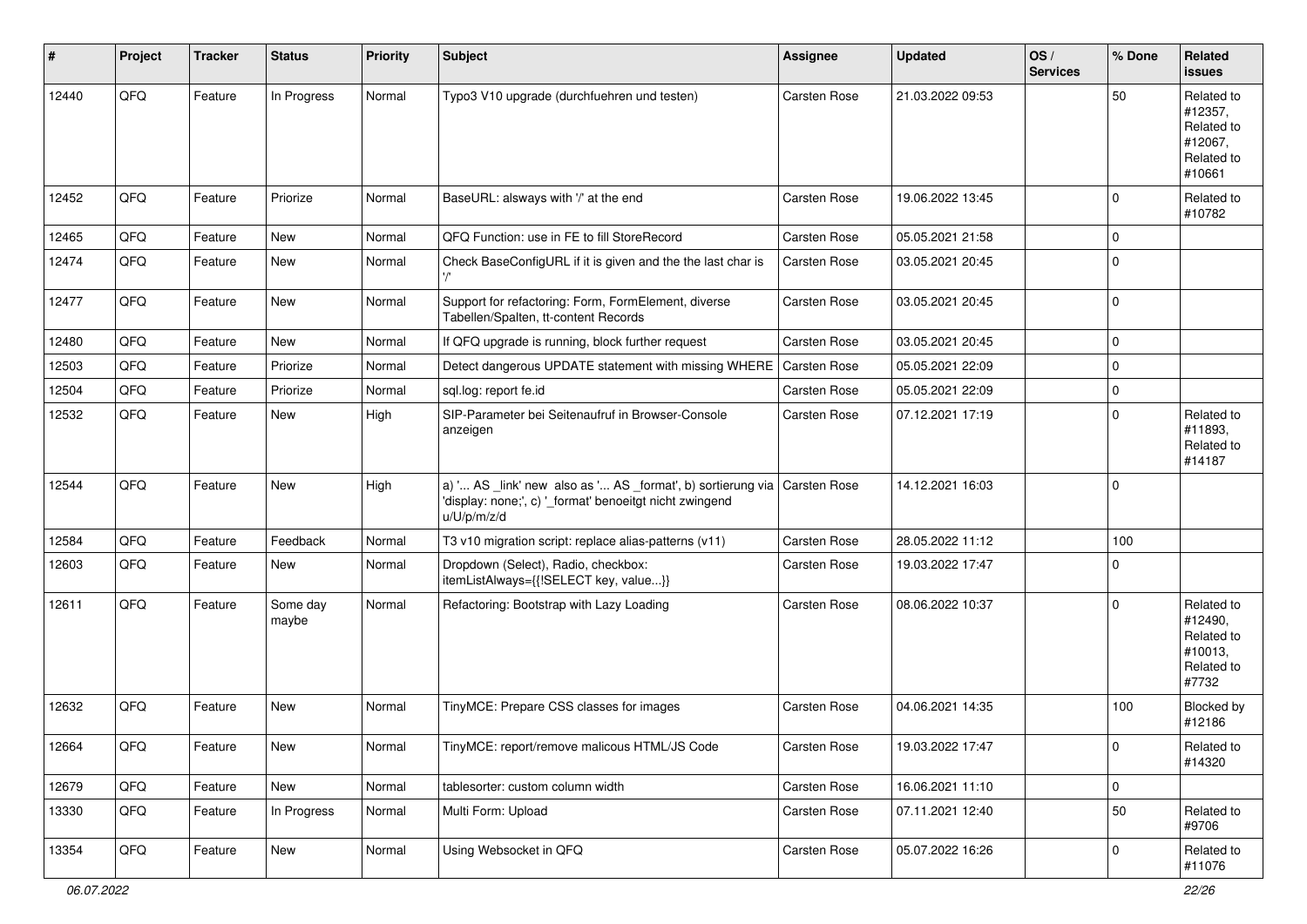| # | Project | Tracker | Status | Priority | Subject | Assignee | Updated | OS / Services | % Done | Related issues |
|---|---|---|---|---|---|---|---|---|---|---|
| 12440 | QFQ | Feature | In Progress | Normal | Typo3 V10 upgrade (durchfuehren und testen) | Carsten Rose | 21.03.2022 09:53 | | 50 | Related to #12357, Related to #12067, Related to #10661 |
| 12452 | QFQ | Feature | Priorize | Normal | BaseURL: alsways with '/' at the end | Carsten Rose | 19.06.2022 13:45 | | 0 | Related to #10782 |
| 12465 | QFQ | Feature | New | Normal | QFQ Function: use in FE to fill StoreRecord | Carsten Rose | 05.05.2021 21:58 | | 0 | |
| 12474 | QFQ | Feature | New | Normal | Check BaseConfigURL if it is given and the the last char is '/' | Carsten Rose | 03.05.2021 20:45 | | 0 | |
| 12477 | QFQ | Feature | New | Normal | Support for refactoring: Form, FormElement, diverse Tabellen/Spalten, tt-content Records | Carsten Rose | 03.05.2021 20:45 | | 0 | |
| 12480 | QFQ | Feature | New | Normal | If QFQ upgrade is running, block further request | Carsten Rose | 03.05.2021 20:45 | | 0 | |
| 12503 | QFQ | Feature | Priorize | Normal | Detect dangerous UPDATE statement with missing WHERE | Carsten Rose | 05.05.2021 22:09 | | 0 | |
| 12504 | QFQ | Feature | Priorize | Normal | sql.log: report fe.id | Carsten Rose | 05.05.2021 22:09 | | 0 | |
| 12532 | QFQ | Feature | New | High | SIP-Parameter bei Seitenaufruf in Browser-Console anzeigen | Carsten Rose | 07.12.2021 17:19 | | 0 | Related to #11893, Related to #14187 |
| 12544 | QFQ | Feature | New | High | a) '... AS _link' new also as '... AS _format', b) sortierung via 'display: none;', c) '_format' benoeitgt nicht zwingend u/U/p/m/z/d | Carsten Rose | 14.12.2021 16:03 | | 0 | |
| 12584 | QFQ | Feature | Feedback | Normal | T3 v10 migration script: replace alias-patterns (v11) | Carsten Rose | 28.05.2022 11:12 | | 100 | |
| 12603 | QFQ | Feature | New | Normal | Dropdown (Select), Radio, checkbox: itemListAlways={{!SELECT key, value...}} | Carsten Rose | 19.03.2022 17:47 | | 0 | |
| 12611 | QFQ | Feature | Some day maybe | Normal | Refactoring: Bootstrap with Lazy Loading | Carsten Rose | 08.06.2022 10:37 | | 0 | Related to #12490, Related to #10013, Related to #7732 |
| 12632 | QFQ | Feature | New | Normal | TinyMCE: Prepare CSS classes for images | Carsten Rose | 04.06.2021 14:35 | | 100 | Blocked by #12186 |
| 12664 | QFQ | Feature | New | Normal | TinyMCE: report/remove malicous HTML/JS Code | Carsten Rose | 19.03.2022 17:47 | | 0 | Related to #14320 |
| 12679 | QFQ | Feature | New | Normal | tablesorter: custom column width | Carsten Rose | 16.06.2021 11:10 | | 0 | |
| 13330 | QFQ | Feature | In Progress | Normal | Multi Form: Upload | Carsten Rose | 07.11.2021 12:40 | | 50 | Related to #9706 |
| 13354 | QFQ | Feature | New | Normal | Using Websocket in QFQ | Carsten Rose | 05.07.2022 16:26 | | 0 | Related to #11076 |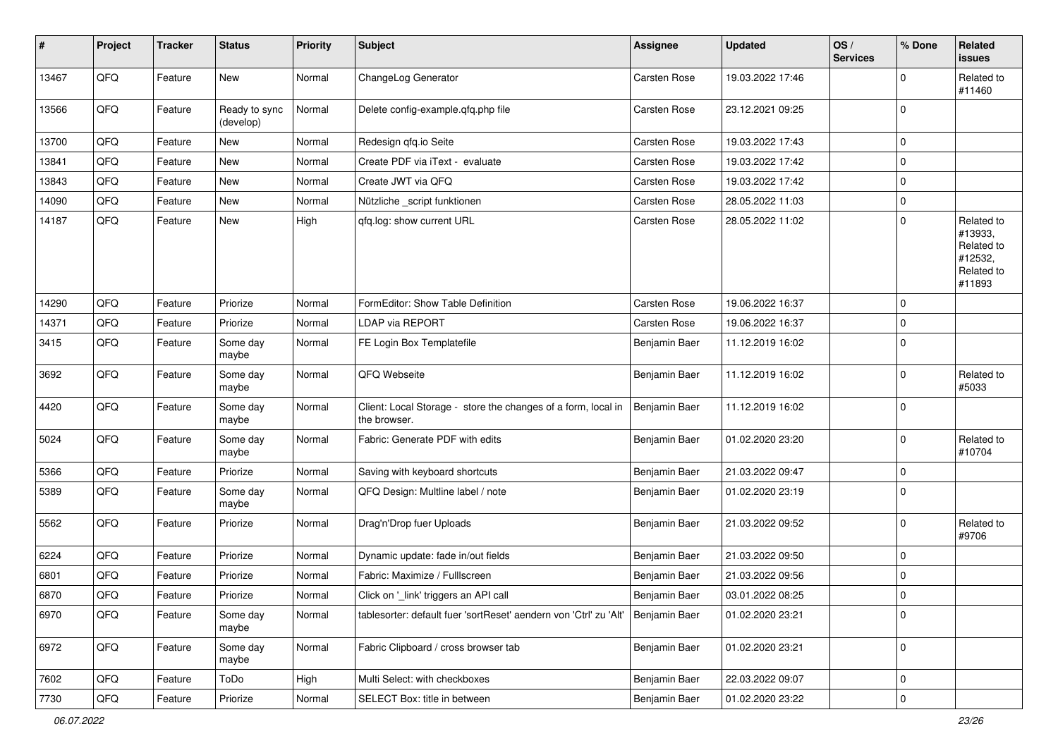| # | Project | Tracker | Status | Priority | Subject | Assignee | Updated | OS / Services | % Done | Related issues |
|---|---|---|---|---|---|---|---|---|---|---|
| 13467 | QFQ | Feature | New | Normal | ChangeLog Generator | Carsten Rose | 19.03.2022 17:46 | | 0 | Related to #11460 |
| 13566 | QFQ | Feature | Ready to sync (develop) | Normal | Delete config-example.qfq.php file | Carsten Rose | 23.12.2021 09:25 | | 0 | |
| 13700 | QFQ | Feature | New | Normal | Redesign qfq.io Seite | Carsten Rose | 19.03.2022 17:43 | | 0 | |
| 13841 | QFQ | Feature | New | Normal | Create PDF via iText - evaluate | Carsten Rose | 19.03.2022 17:42 | | 0 | |
| 13843 | QFQ | Feature | New | Normal | Create JWT via QFQ | Carsten Rose | 19.03.2022 17:42 | | 0 | |
| 14090 | QFQ | Feature | New | Normal | Nützliche _script funktionen | Carsten Rose | 28.05.2022 11:03 | | 0 | |
| 14187 | QFQ | Feature | New | High | qfq.log: show current URL | Carsten Rose | 28.05.2022 11:02 | | 0 | Related to #13933, Related to #12532, Related to #11893 |
| 14290 | QFQ | Feature | Priorize | Normal | FormEditor: Show Table Definition | Carsten Rose | 19.06.2022 16:37 | | 0 | |
| 14371 | QFQ | Feature | Priorize | Normal | LDAP via REPORT | Carsten Rose | 19.06.2022 16:37 | | 0 | |
| 3415 | QFQ | Feature | Some day maybe | Normal | FE Login Box Templatefile | Benjamin Baer | 11.12.2019 16:02 | | 0 | |
| 3692 | QFQ | Feature | Some day maybe | Normal | QFQ Webseite | Benjamin Baer | 11.12.2019 16:02 | | 0 | Related to #5033 |
| 4420 | QFQ | Feature | Some day maybe | Normal | Client: Local Storage - store the changes of a form, local in the browser. | Benjamin Baer | 11.12.2019 16:02 | | 0 | |
| 5024 | QFQ | Feature | Some day maybe | Normal | Fabric: Generate PDF with edits | Benjamin Baer | 01.02.2020 23:20 | | 0 | Related to #10704 |
| 5366 | QFQ | Feature | Priorize | Normal | Saving with keyboard shortcuts | Benjamin Baer | 21.03.2022 09:47 | | 0 | |
| 5389 | QFQ | Feature | Some day maybe | Normal | QFQ Design: Multline label / note | Benjamin Baer | 01.02.2020 23:19 | | 0 | |
| 5562 | QFQ | Feature | Priorize | Normal | Drag'n'Drop fuer Uploads | Benjamin Baer | 21.03.2022 09:52 | | 0 | Related to #9706 |
| 6224 | QFQ | Feature | Priorize | Normal | Dynamic update: fade in/out fields | Benjamin Baer | 21.03.2022 09:50 | | 0 | |
| 6801 | QFQ | Feature | Priorize | Normal | Fabric: Maximize / Fulllscreen | Benjamin Baer | 21.03.2022 09:56 | | 0 | |
| 6870 | QFQ | Feature | Priorize | Normal | Click on '_link' triggers an API call | Benjamin Baer | 03.01.2022 08:25 | | 0 | |
| 6970 | QFQ | Feature | Some day maybe | Normal | tablesorter: default fuer 'sortReset' aendern von 'Ctrl' zu 'Alt' | Benjamin Baer | 01.02.2020 23:21 | | 0 | |
| 6972 | QFQ | Feature | Some day maybe | Normal | Fabric Clipboard / cross browser tab | Benjamin Baer | 01.02.2020 23:21 | | 0 | |
| 7602 | QFQ | Feature | ToDo | High | Multi Select: with checkboxes | Benjamin Baer | 22.03.2022 09:07 | | 0 | |
| 7730 | QFQ | Feature | Priorize | Normal | SELECT Box: title in between | Benjamin Baer | 01.02.2020 23:22 | | 0 | |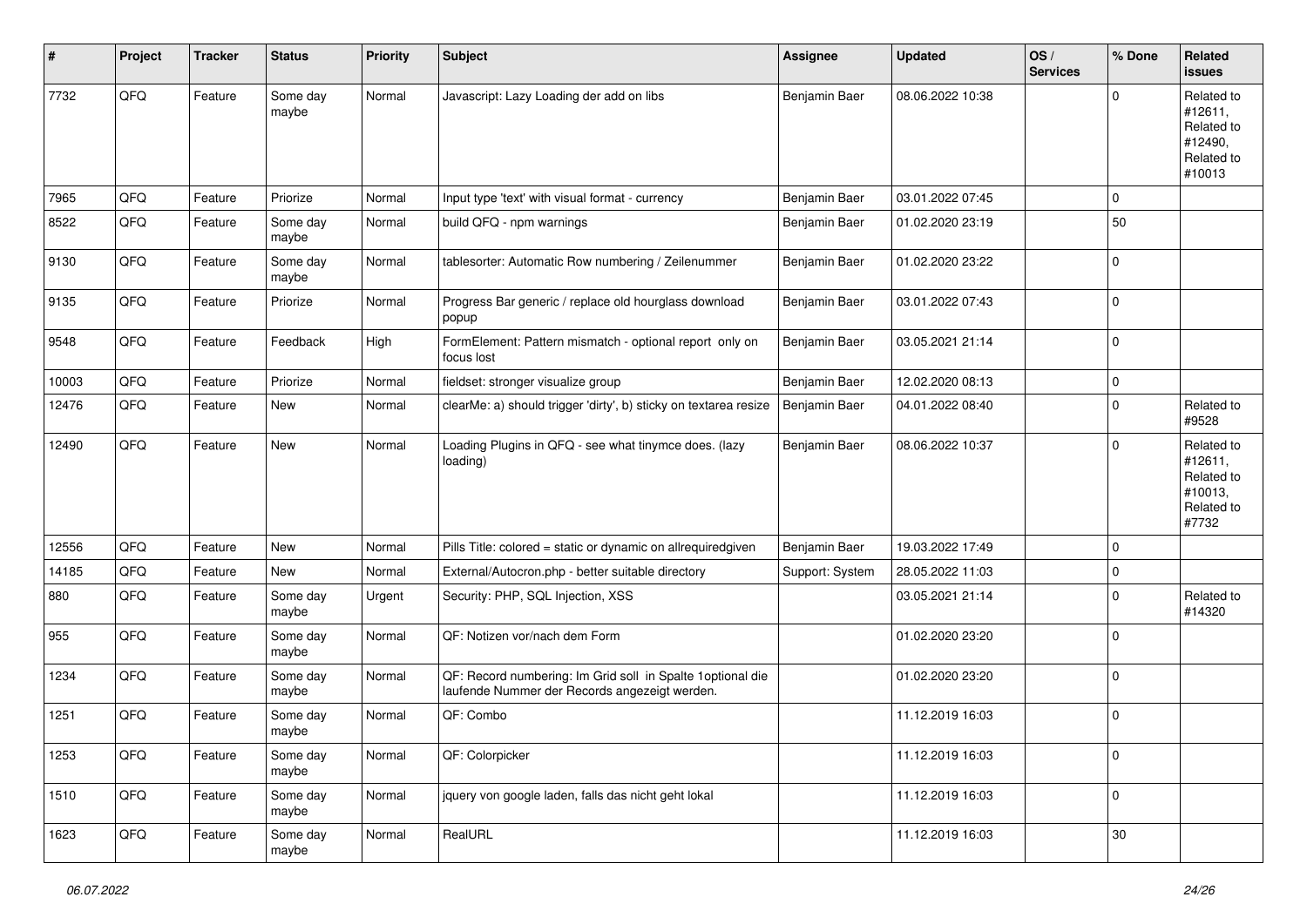| # | Project | Tracker | Status | Priority | Subject | Assignee | Updated | OS / Services | % Done | Related issues |
|---|---|---|---|---|---|---|---|---|---|---|
| 7732 | QFQ | Feature | Some day maybe | Normal | Javascript: Lazy Loading der add on libs | Benjamin Baer | 08.06.2022 10:38 | | 0 | Related to #12611, Related to #12490, Related to #10013 |
| 7965 | QFQ | Feature | Priorize | Normal | Input type 'text' with visual format - currency | Benjamin Baer | 03.01.2022 07:45 | | 0 | |
| 8522 | QFQ | Feature | Some day maybe | Normal | build QFQ - npm warnings | Benjamin Baer | 01.02.2020 23:19 | | 50 | |
| 9130 | QFQ | Feature | Some day maybe | Normal | tablesorter: Automatic Row numbering / Zeilenummer | Benjamin Baer | 01.02.2020 23:22 | | 0 | |
| 9135 | QFQ | Feature | Priorize | Normal | Progress Bar generic / replace old hourglass download popup | Benjamin Baer | 03.01.2022 07:43 | | 0 | |
| 9548 | QFQ | Feature | Feedback | High | FormElement: Pattern mismatch - optional report only on focus lost | Benjamin Baer | 03.05.2021 21:14 | | 0 | |
| 10003 | QFQ | Feature | Priorize | Normal | fieldset: stronger visualize group | Benjamin Baer | 12.02.2020 08:13 | | 0 | |
| 12476 | QFQ | Feature | New | Normal | clearMe: a) should trigger 'dirty', b) sticky on textarea resize | Benjamin Baer | 04.01.2022 08:40 | | 0 | Related to #9528 |
| 12490 | QFQ | Feature | New | Normal | Loading Plugins in QFQ - see what tinymce does. (lazy loading) | Benjamin Baer | 08.06.2022 10:37 | | 0 | Related to #12611, Related to #10013, Related to #7732 |
| 12556 | QFQ | Feature | New | Normal | Pills Title: colored = static or dynamic on allrequiredgiven | Benjamin Baer | 19.03.2022 17:49 | | 0 | |
| 14185 | QFQ | Feature | New | Normal | External/Autocron.php - better suitable directory | Support: System | 28.05.2022 11:03 | | 0 | |
| 880 | QFQ | Feature | Some day maybe | Urgent | Security: PHP, SQL Injection, XSS | | 03.05.2021 21:14 | | 0 | Related to #14320 |
| 955 | QFQ | Feature | Some day maybe | Normal | QF: Notizen vor/nach dem Form | | 01.02.2020 23:20 | | 0 | |
| 1234 | QFQ | Feature | Some day maybe | Normal | QF: Record numbering: Im Grid soll in Spalte 1optional die laufende Nummer der Records angezeigt werden. | | 01.02.2020 23:20 | | 0 | |
| 1251 | QFQ | Feature | Some day maybe | Normal | QF: Combo | | 11.12.2019 16:03 | | 0 | |
| 1253 | QFQ | Feature | Some day maybe | Normal | QF: Colorpicker | | 11.12.2019 16:03 | | 0 | |
| 1510 | QFQ | Feature | Some day maybe | Normal | jquery von google laden, falls das nicht geht lokal | | 11.12.2019 16:03 | | 0 | |
| 1623 | QFQ | Feature | Some day maybe | Normal | RealURL | | 11.12.2019 16:03 | | 30 | |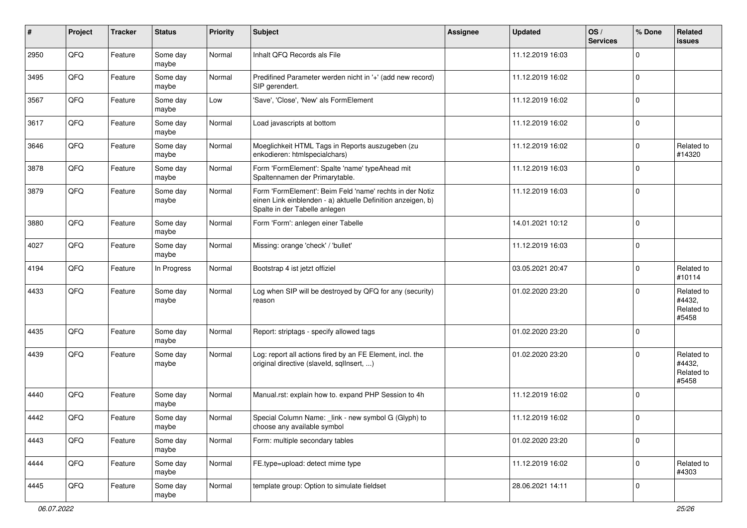| # | Project | Tracker | Status | Priority | Subject | Assignee | Updated | OS / Services | % Done | Related issues |
|---|---|---|---|---|---|---|---|---|---|---|
| 2950 | QFQ | Feature | Some day maybe | Normal | Inhalt QFQ Records als File | | 11.12.2019 16:03 | | 0 | |
| 3495 | QFQ | Feature | Some day maybe | Normal | Predifined Parameter werden nicht in '+' (add new record) SIP gerendert. | | 11.12.2019 16:02 | | 0 | |
| 3567 | QFQ | Feature | Some day maybe | Low | 'Save', 'Close', 'New' als FormElement | | 11.12.2019 16:02 | | 0 | |
| 3617 | QFQ | Feature | Some day maybe | Normal | Load javascripts at bottom | | 11.12.2019 16:02 | | 0 | |
| 3646 | QFQ | Feature | Some day maybe | Normal | Moeglichkeit HTML Tags in Reports auszugeben (zu enkodieren: htmlspecialchars) | | 11.12.2019 16:02 | | 0 | Related to #14320 |
| 3878 | QFQ | Feature | Some day maybe | Normal | Form 'FormElement': Spalte 'name' typeAhead mit Spaltennamen der Primarytable. | | 11.12.2019 16:03 | | 0 | |
| 3879 | QFQ | Feature | Some day maybe | Normal | Form 'FormElement': Beim Feld 'name' rechts in der Notiz einen Link einblenden - a) aktuelle Definition anzeigen, b) Spalte in der Tabelle anlegen | | 11.12.2019 16:03 | | 0 | |
| 3880 | QFQ | Feature | Some day maybe | Normal | Form 'Form': anlegen einer Tabelle | | 14.01.2021 10:12 | | 0 | |
| 4027 | QFQ | Feature | Some day maybe | Normal | Missing: orange 'check' / 'bullet' | | 11.12.2019 16:03 | | 0 | |
| 4194 | QFQ | Feature | In Progress | Normal | Bootstrap 4 ist jetzt offiziel | | 03.05.2021 20:47 | | 0 | Related to #10114 |
| 4433 | QFQ | Feature | Some day maybe | Normal | Log when SIP will be destroyed by QFQ for any (security) reason | | 01.02.2020 23:20 | | 0 | Related to #4432, Related to #5458 |
| 4435 | QFQ | Feature | Some day maybe | Normal | Report: striptags - specify allowed tags | | 01.02.2020 23:20 | | 0 | |
| 4439 | QFQ | Feature | Some day maybe | Normal | Log: report all actions fired by an FE Element, incl. the original directive (slaveId, sqlInsert, ...) | | 01.02.2020 23:20 | | 0 | Related to #4432, Related to #5458 |
| 4440 | QFQ | Feature | Some day maybe | Normal | Manual.rst: explain how to. expand PHP Session to 4h | | 11.12.2019 16:02 | | 0 | |
| 4442 | QFQ | Feature | Some day maybe | Normal | Special Column Name: _link - new symbol G (Glyph) to choose any available symbol | | 11.12.2019 16:02 | | 0 | |
| 4443 | QFQ | Feature | Some day maybe | Normal | Form: multiple secondary tables | | 01.02.2020 23:20 | | 0 | |
| 4444 | QFQ | Feature | Some day maybe | Normal | FE.type=upload: detect mime type | | 11.12.2019 16:02 | | 0 | Related to #4303 |
| 4445 | QFQ | Feature | Some day maybe | Normal | template group: Option to simulate fieldset | | 28.06.2021 14:11 | | 0 | |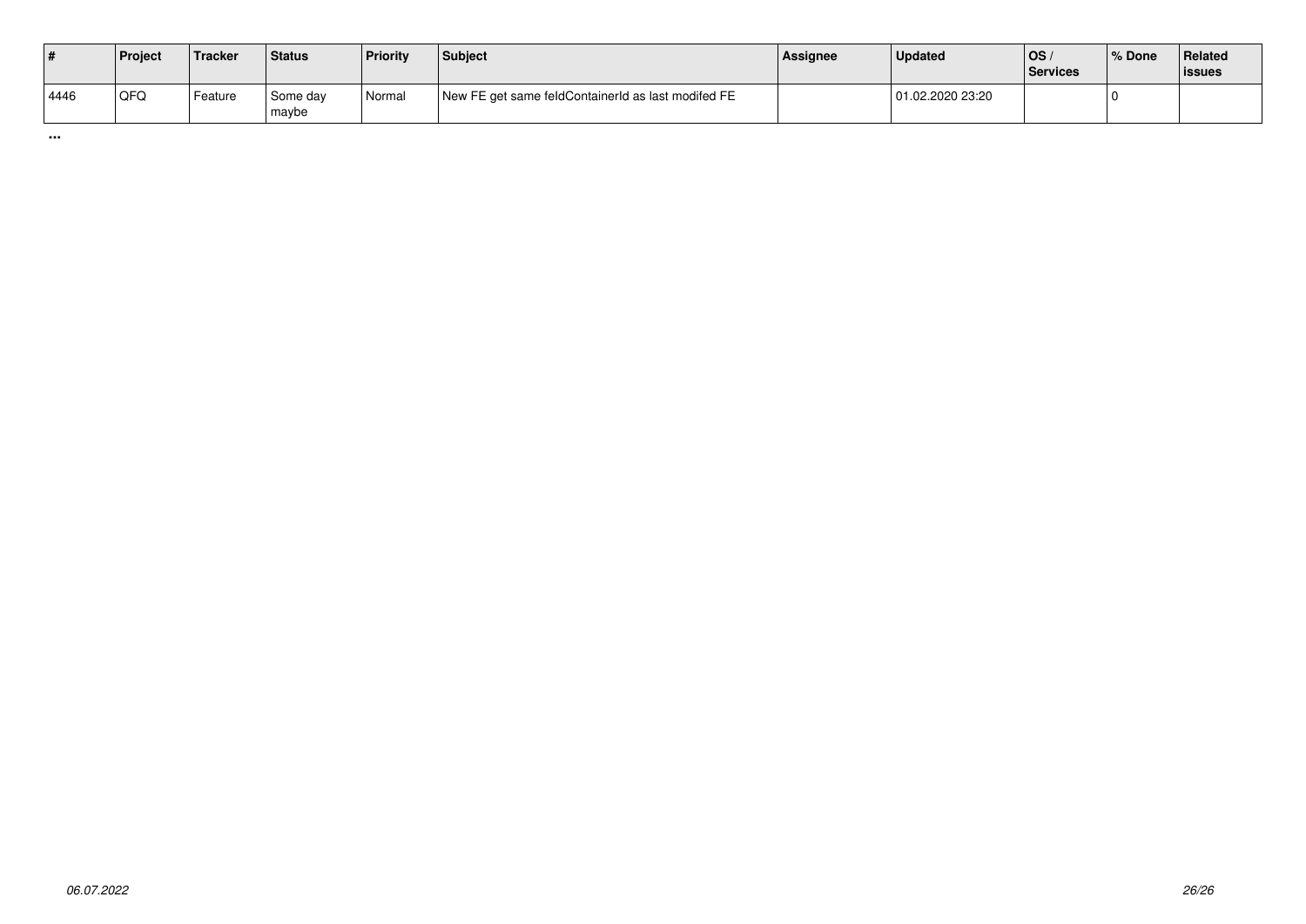| # | Project | Tracker | Status | Priority | Subject | Assignee | Updated | OS / Services | % Done | Related issues |
|---|---|---|---|---|---|---|---|---|---|---|
| 4446 | QFQ | Feature | Some day maybe | Normal | New FE get same feldContainerId as last modifed FE | | 01.02.2020 23:20 | | 0 | |

...